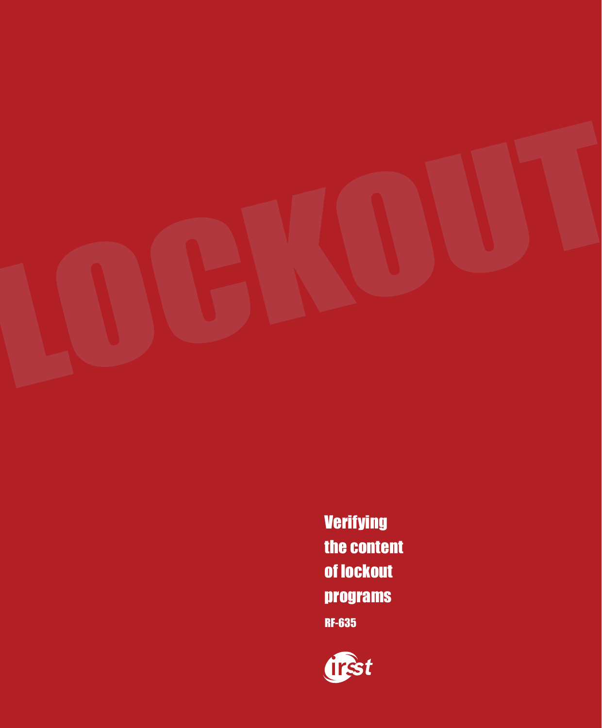LOCKOUT

# Verifying the content of lockout programs

RF-635

irsst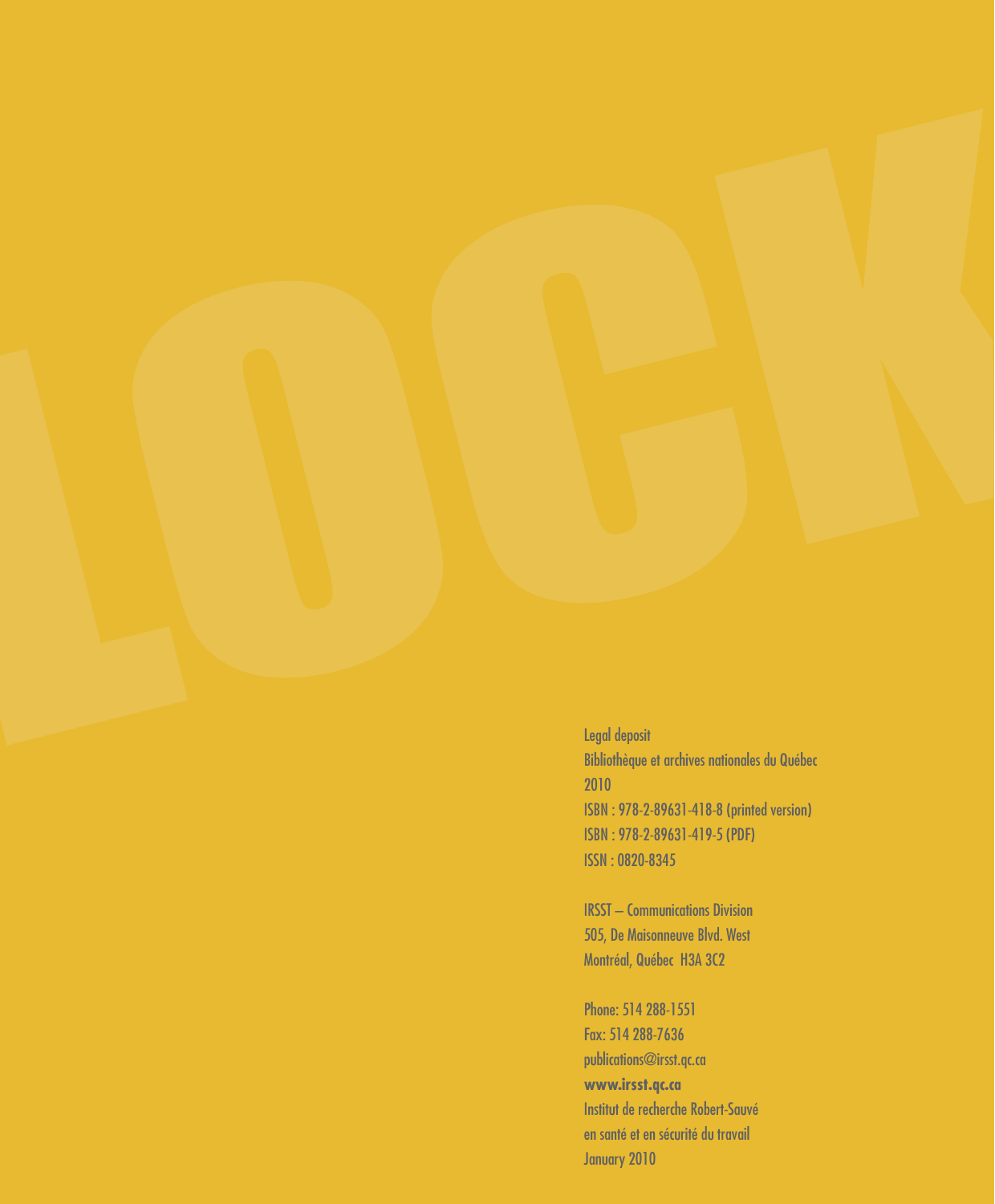Legal deposit
Bibliothèque et archives nationales du Québec
2010
ISBN : 978-2-89631-418-8 (printed version)
ISBN : 978-2-89631-419-5 (PDF)
ISSN : 0820-8345

IRSST – Communications Division
505, De Maisonneuve Blvd. West
Montréal, Québec H3A 3C2

Phone: 514 288-1551
Fax: 514 288-7636
publications@irsst.qc.ca
**www.irsst.qc.ca**
Institut de recherche Robert-Sauvé
en santé et en sécurité du travail
January 2010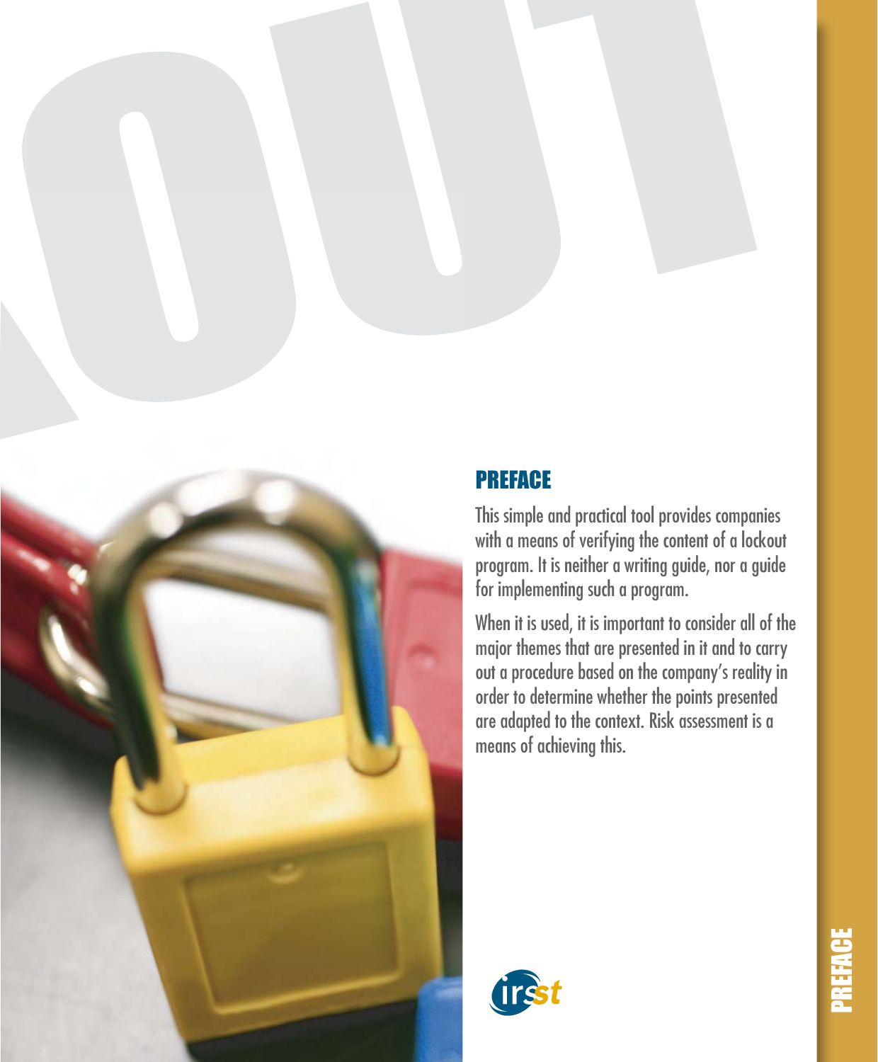## PREFACE

This simple and practical tool provides companies with a means of verifying the content of a lockout program. It is neither a writing guide, nor a guide for implementing such a program.

When it is used, it is important to consider all of the major themes that are presented in it and to carry out a procedure based on the company's reality in order to determine whether the points presented are adapted to the context. Risk assessment is a means of achieving this.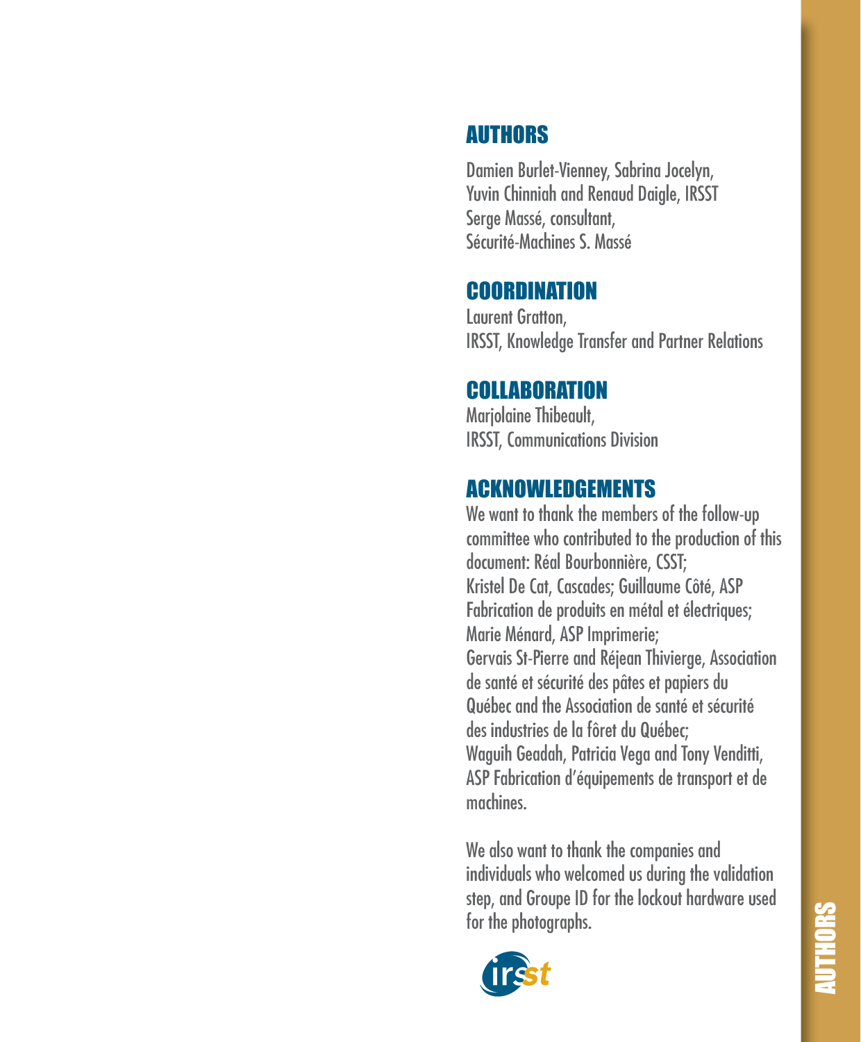## AUTHORS

Damien Burlet-Vienney, Sabrina Jocelyn, Yuvin Chinniah and Renaud Daigle, IRSST
Serge Massé, consultant, Sécurité-Machines S. Massé

## COORDINATION

Laurent Gratton,
IRSST, Knowledge Transfer and Partner Relations

## COLLABORATION

Marjolaine Thibeault,
IRSST, Communications Division

## ACKNOWLEDGEMENTS

We want to thank the members of the follow-up committee who contributed to the production of this document: Réal Bourbonnière, CSST; Kristel De Cat, Cascades; Guillaume Côté, ASP Fabrication de produits en métal et électriques; Marie Ménard, ASP Imprimerie; Gervais St-Pierre and Réjean Thivierge, Association de santé et sécurité des pâtes et papiers du Québec and the Association de santé et sécurité des industries de la fôret du Québec; Waguih Geadah, Patricia Vega and Tony Venditti, ASP Fabrication d'équipements de transport et de machines.

We also want to thank the companies and individuals who welcomed us during the validation step, and Groupe ID for the lockout hardware used for the photographs.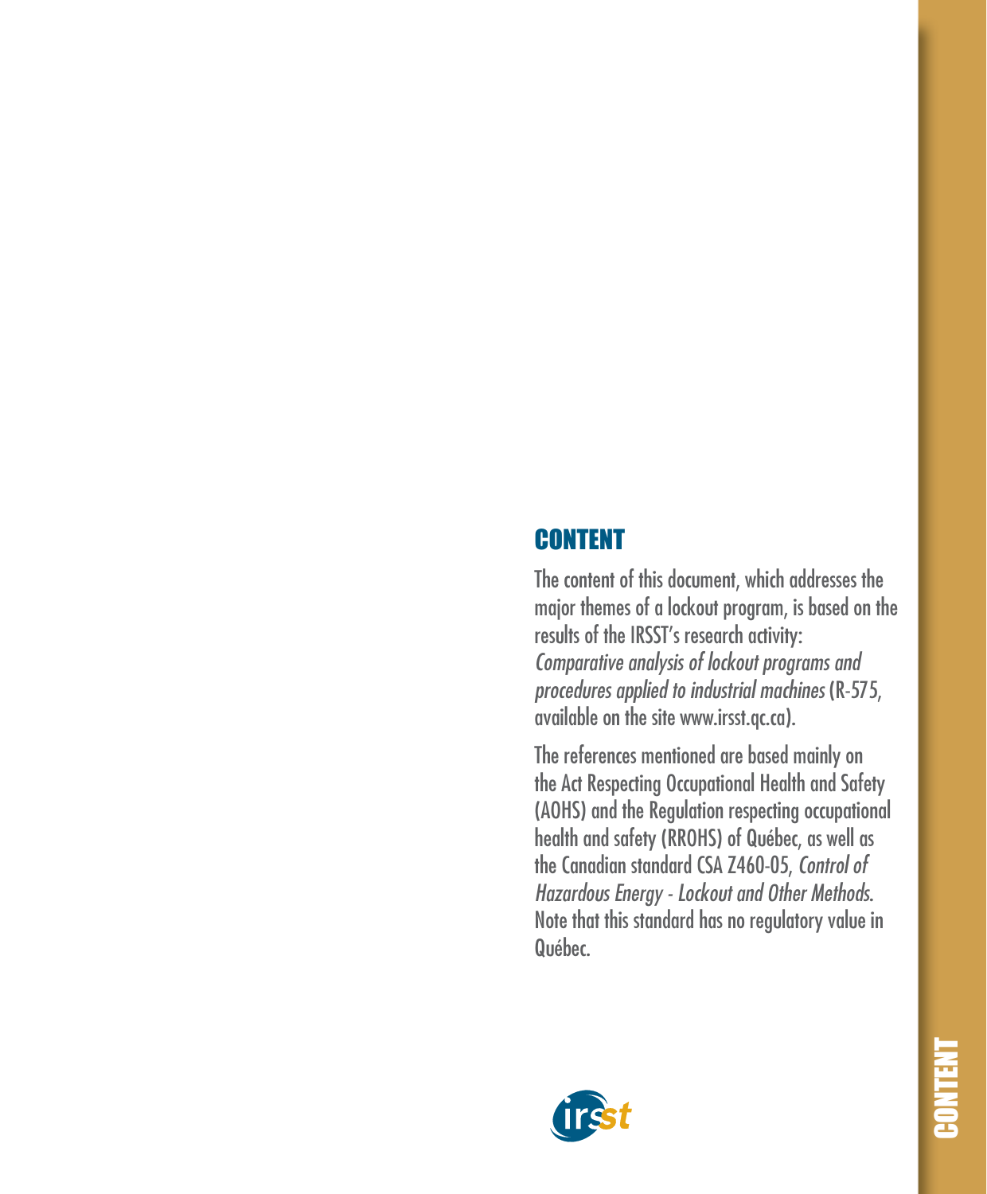## CONTENT

The content of this document, which addresses the major themes of a lockout program, is based on the results of the IRSST's research activity: *Comparative analysis of lockout programs and procedures applied to industrial machines* (R-575, available on the site www.irsst.qc.ca).

The references mentioned are based mainly on the Act Respecting Occupational Health and Safety (AOHS) and the Regulation respecting occupational health and safety (RROHS) of Québec, as well as the Canadian standard CSA Z460-05, *Control of Hazardous Energy - Lockout and Other Methods*. Note that this standard has no regulatory value in Québec.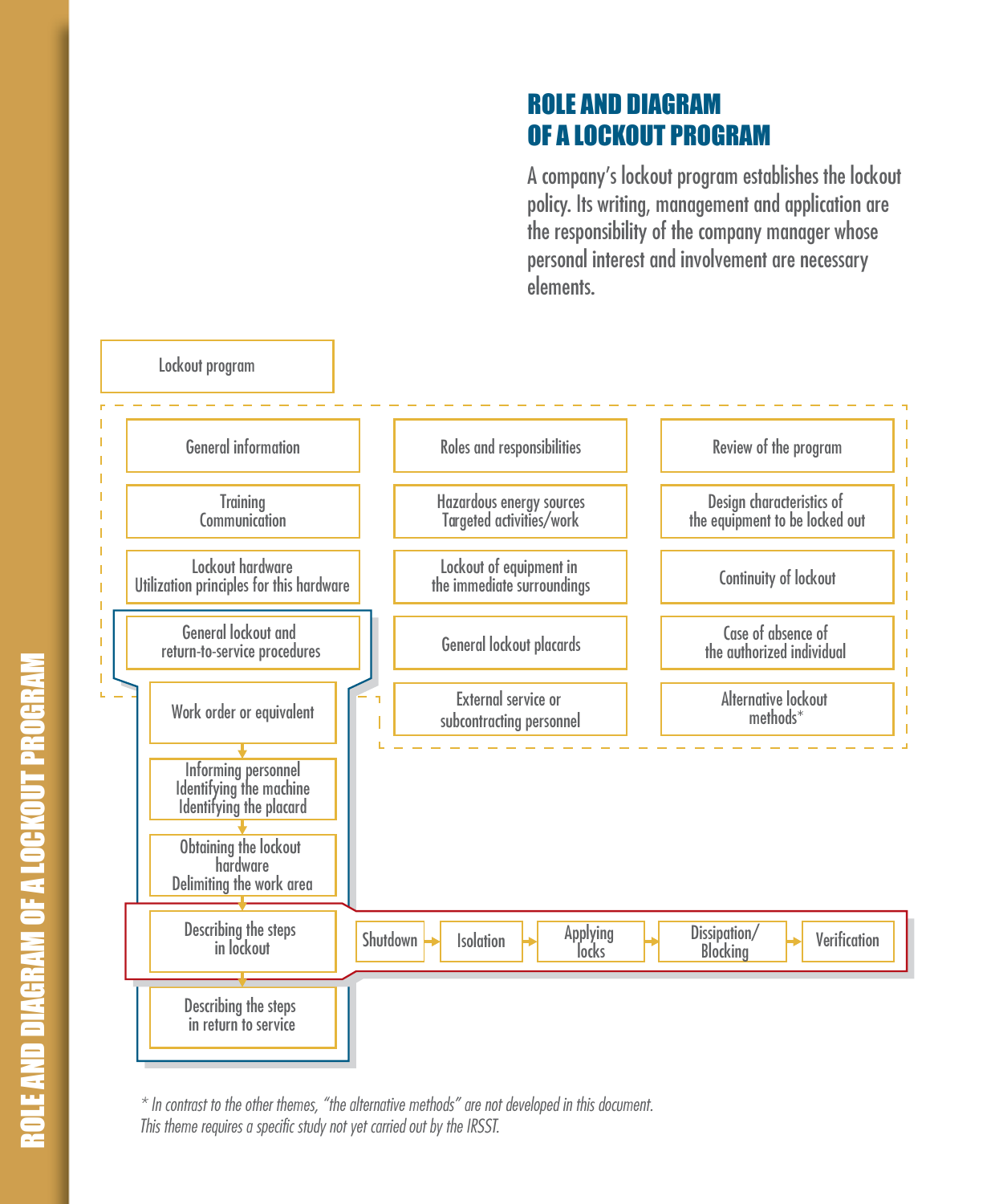# ROLE AND DIAGRAM OF A LOCKOUT PROGRAM

A company's lockout program establishes the lockout policy. Its writing, management and application are the responsibility of the company manager whose personal interest and involvement are necessary elements.

**Lockout program**

- General information
- Training / Communication
- Lockout hardware / Utilization principles for this hardware
- General lockout and return-to-service procedures
  - Work order or equivalent
  - Informing personnel / Identifying the machine / Identifying the placard
  - Obtaining the lockout hardware / Delimiting the work area
  - Describing the steps in lockout: Shutdown → Isolation → Applying locks → Dissipation/Blocking → Verification
  - Describing the steps in return to service
- Roles and responsibilities
- Hazardous energy sources / Targeted activities/work
- Lockout of equipment in the immediate surroundings
- General lockout placards
- External service or subcontracting personnel
- Review of the program
- Design characteristics of the equipment to be locked out
- Continuity of lockout
- Case of absence of the authorized individual
- Alternative lockout methods*

*\* In contrast to the other themes, "the alternative methods" are not developed in this document. This theme requires a specific study not yet carried out by the IRSST.*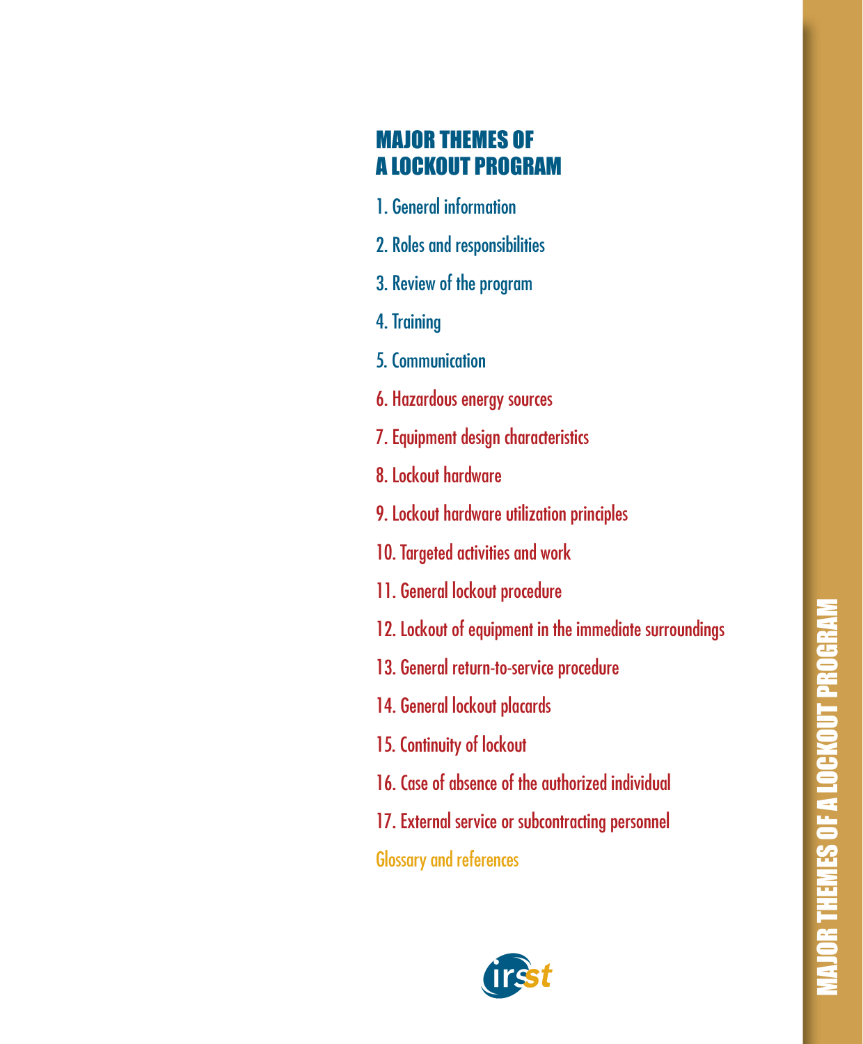# MAJOR THEMES OF A LOCKOUT PROGRAM

1. General information
2. Roles and responsibilities
3. Review of the program
4. Training
5. Communication
6. Hazardous energy sources
7. Equipment design characteristics
8. Lockout hardware
9. Lockout hardware utilization principles
10. Targeted activities and work
11. General lockout procedure
12. Lockout of equipment in the immediate surroundings
13. General return-to-service procedure
14. General lockout placards
15. Continuity of lockout
16. Case of absence of the authorized individual
17. External service or subcontracting personnel

Glossary and references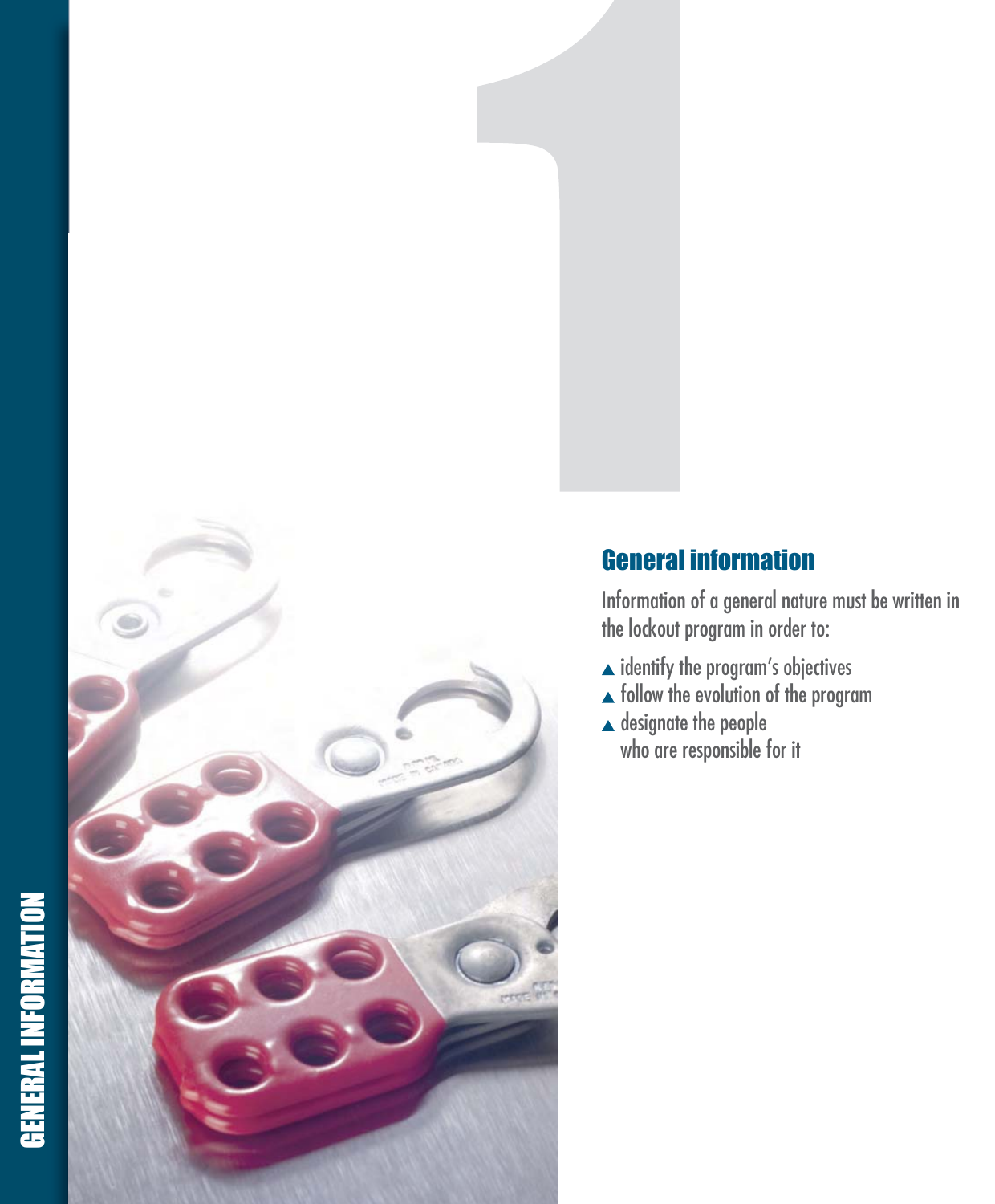## General information

Information of a general nature must be written in the lockout program in order to:

- identify the program's objectives
- follow the evolution of the program
- designate the people who are responsible for it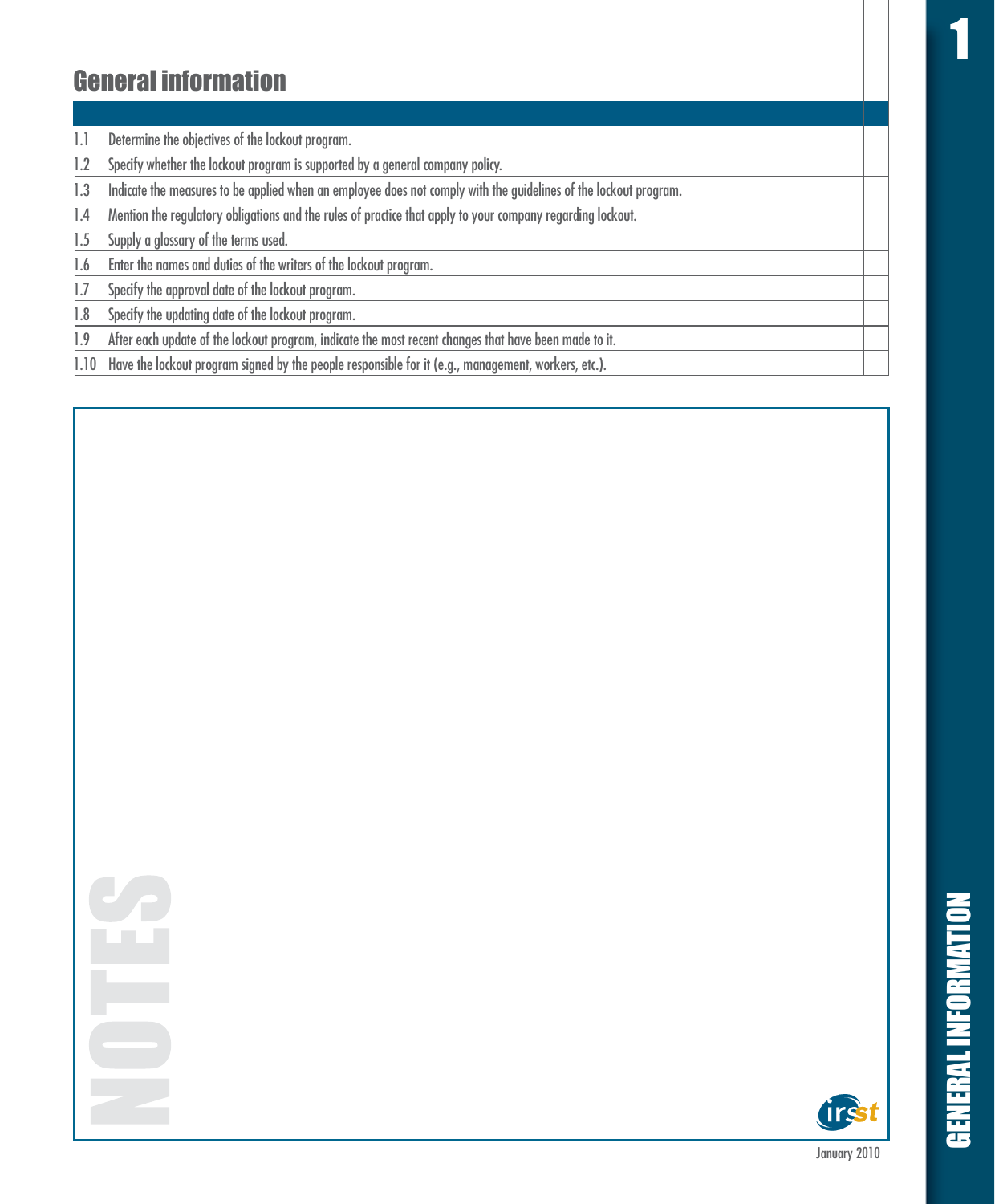## General information

| | | | | |
|---|---|---|---|---|
| 1.1 | Determine the objectives of the lockout program. | | | |
| 1.2 | Specify whether the lockout program is supported by a general company policy. | | | |
| 1.3 | Indicate the measures to be applied when an employee does not comply with the guidelines of the lockout program. | | | |
| 1.4 | Mention the regulatory obligations and the rules of practice that apply to your company regarding lockout. | | | |
| 1.5 | Supply a glossary of the terms used. | | | |
| 1.6 | Enter the names and duties of the writers of the lockout program. | | | |
| 1.7 | Specify the approval date of the lockout program. | | | |
| 1.8 | Specify the updating date of the lockout program. | | | |
| 1.9 | After each update of the lockout program, indicate the most recent changes that have been made to it. | | | |
| 1.10 | Have the lockout program signed by the people responsible for it (e.g., management, workers, etc.). | | | |

NOTES

January 2010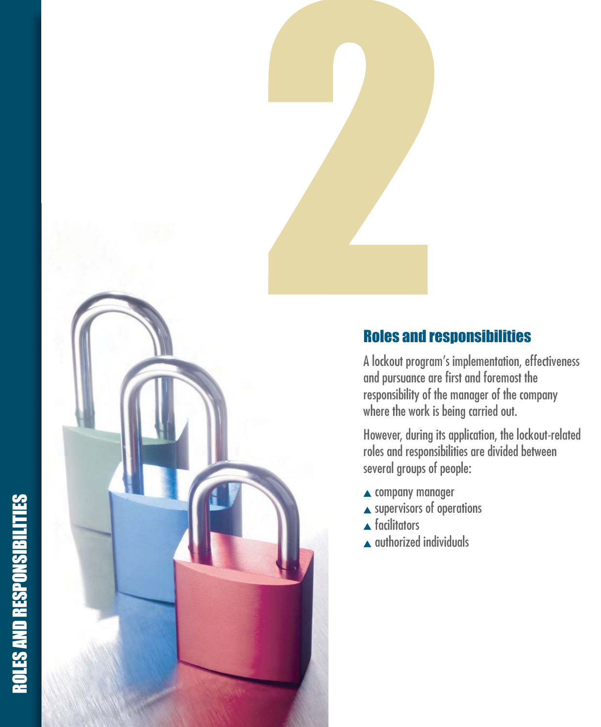# 2

## Roles and responsibilities

A lockout program's implementation, effectiveness and pursuance are first and foremost the responsibility of the manager of the company where the work is being carried out.

However, during its application, the lockout-related roles and responsibilities are divided between several groups of people:

- company manager
- supervisors of operations
- facilitators
- authorized individuals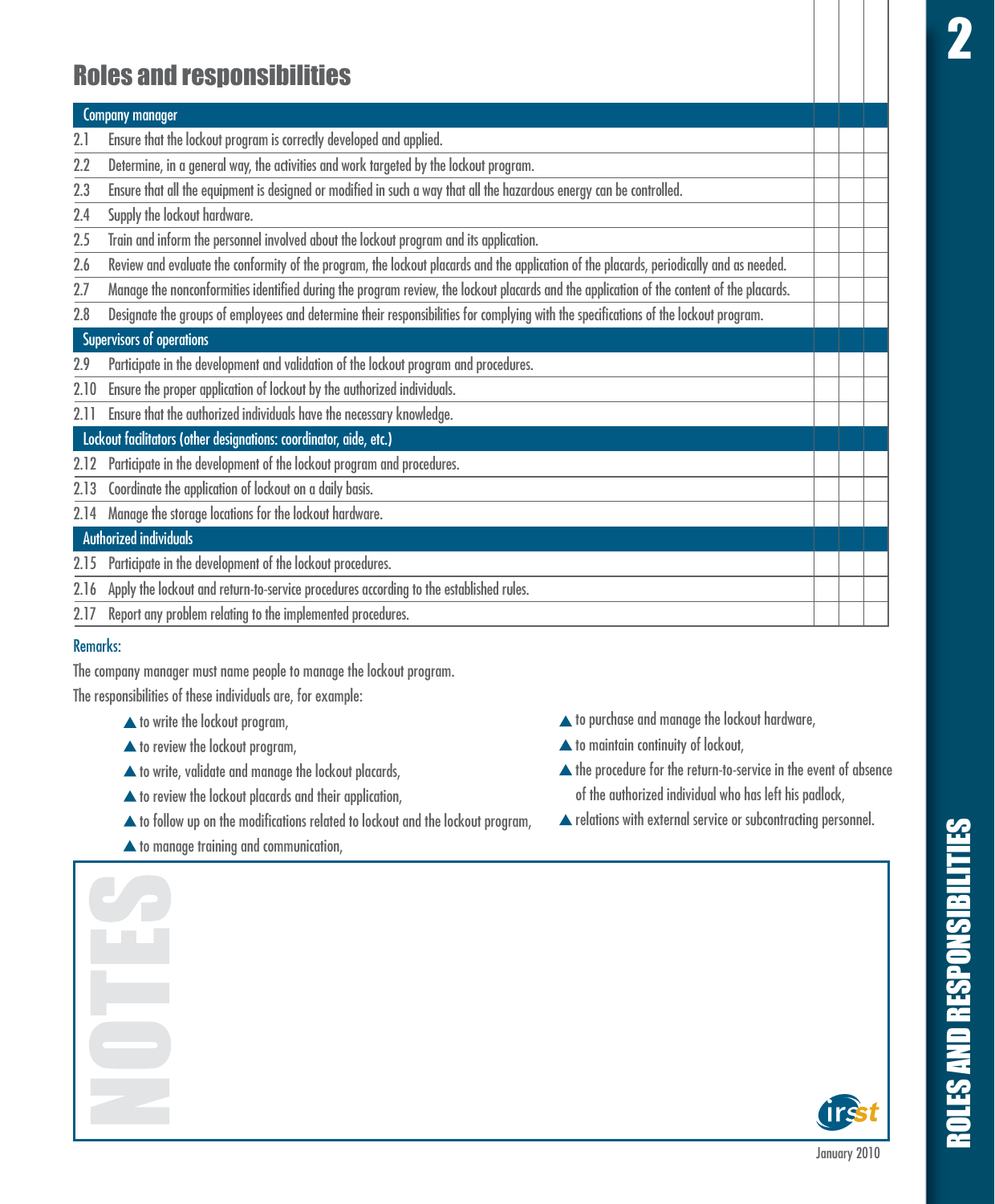## Roles and responsibilities

| | | | | |
|---|---|---|---|---|
| **Company manager** | | | | |
| 2.1 | Ensure that the lockout program is correctly developed and applied. | | | |
| 2.2 | Determine, in a general way, the activities and work targeted by the lockout program. | | | |
| 2.3 | Ensure that all the equipment is designed or modified in such a way that all the hazardous energy can be controlled. | | | |
| 2.4 | Supply the lockout hardware. | | | |
| 2.5 | Train and inform the personnel involved about the lockout program and its application. | | | |
| 2.6 | Review and evaluate the conformity of the program, the lockout placards and the application of the placards, periodically and as needed. | | | |
| 2.7 | Manage the nonconformities identified during the program review, the lockout placards and the application of the content of the placards. | | | |
| 2.8 | Designate the groups of employees and determine their responsibilities for complying with the specifications of the lockout program. | | | |
| **Supervisors of operations** | | | | |
| 2.9 | Participate in the development and validation of the lockout program and procedures. | | | |
| 2.10 | Ensure the proper application of lockout by the authorized individuals. | | | |
| 2.11 | Ensure that the authorized individuals have the necessary knowledge. | | | |
| **Lockout facilitators (other designations: coordinator, aide, etc.)** | | | | |
| 2.12 | Participate in the development of the lockout program and procedures. | | | |
| 2.13 | Coordinate the application of lockout on a daily basis. | | | |
| 2.14 | Manage the storage locations for the lockout hardware. | | | |
| **Authorized individuals** | | | | |
| 2.15 | Participate in the development of the lockout procedures. | | | |
| 2.16 | Apply the lockout and return-to-service procedures according to the established rules. | | | |
| 2.17 | Report any problem relating to the implemented procedures. | | | |

**Remarks:**

The company manager must name people to manage the lockout program.

The responsibilities of these individuals are, for example:

- to write the lockout program,
- to review the lockout program,
- to write, validate and manage the lockout placards,
- to review the lockout placards and their application,
- to follow up on the modifications related to lockout and the lockout program,
- to manage training and communication,
- to purchase and manage the lockout hardware,
- to maintain continuity of lockout,
- the procedure for the return-to-service in the event of absence of the authorized individual who has left his padlock,
- relations with external service or subcontracting personnel.

NOTES

January 2010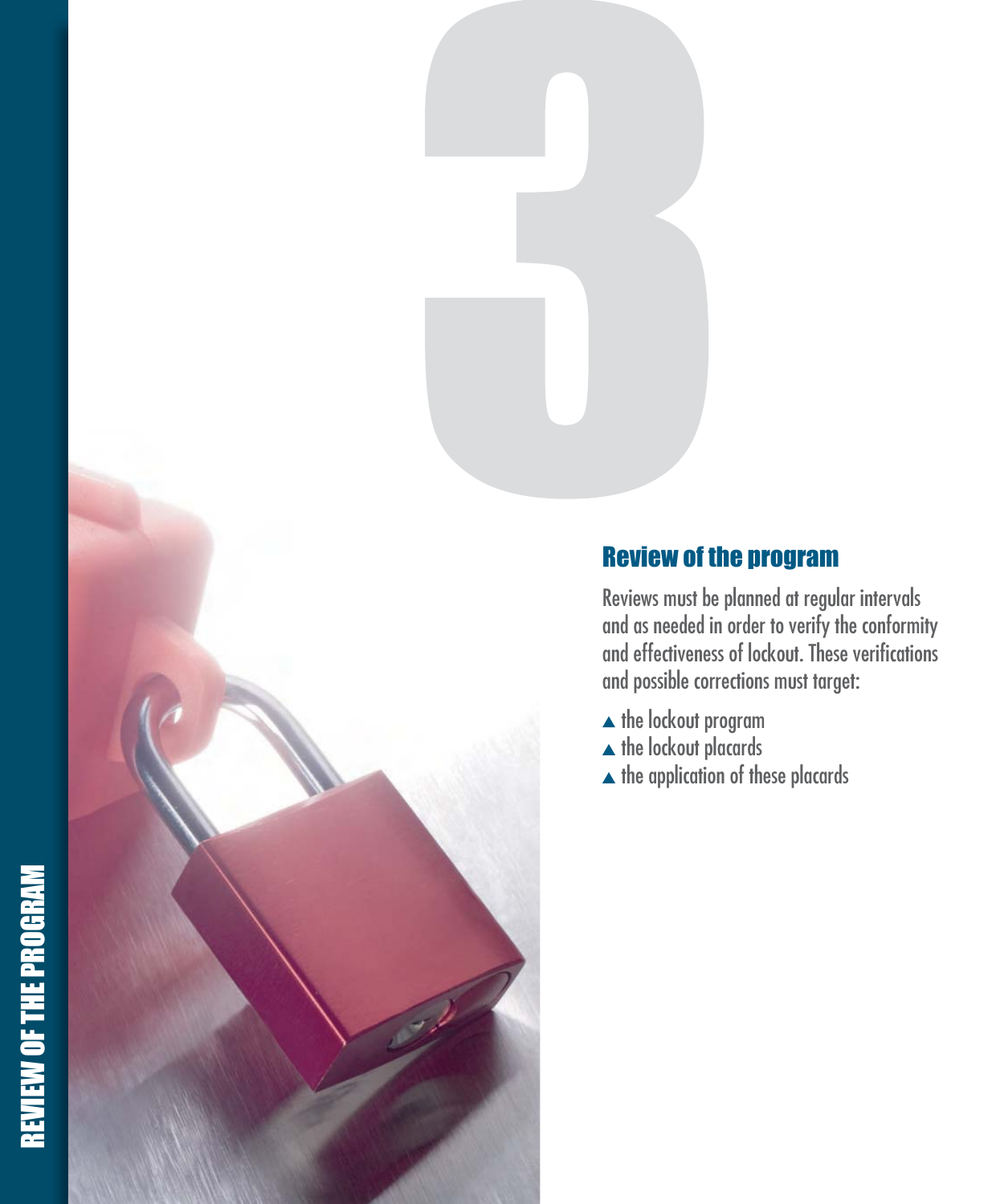# 3

## Review of the program

Reviews must be planned at regular intervals and as needed in order to verify the conformity and effectiveness of lockout. These verifications and possible corrections must target:

- the lockout program
- the lockout placards
- the application of these placards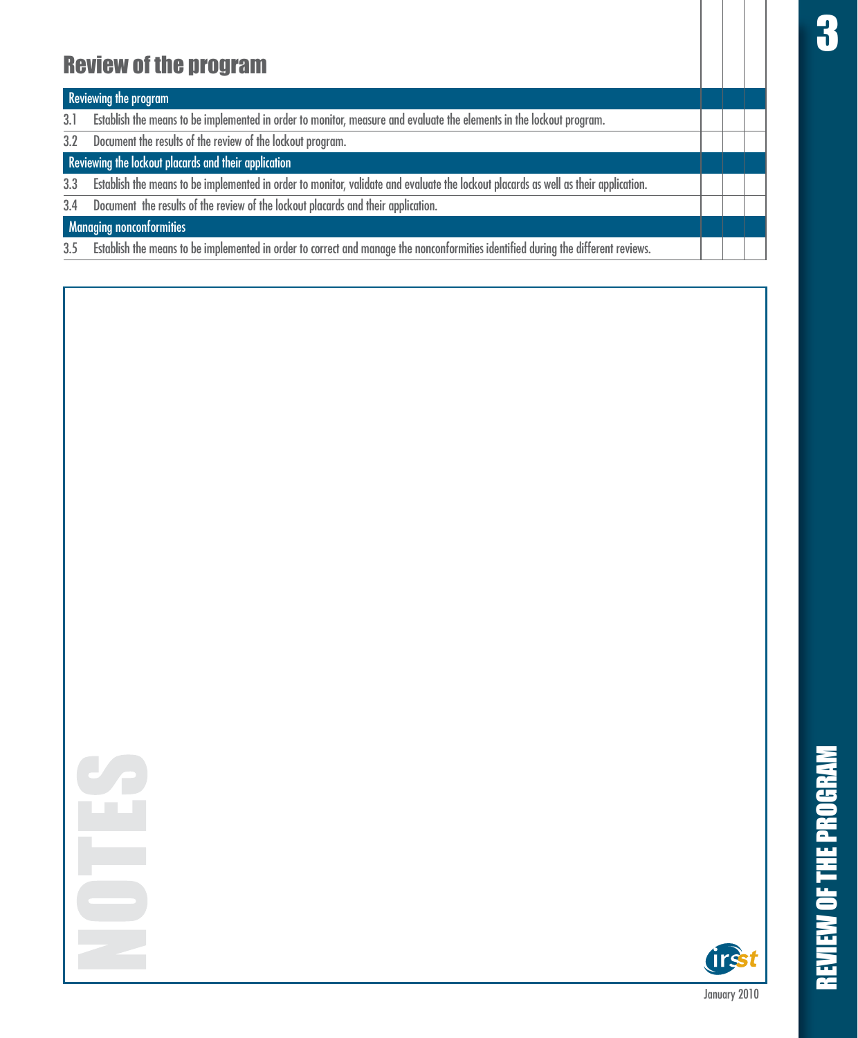## Review of the program

| Reviewing the program | | | |
|---|---|---|---|
| 3.1 Establish the means to be implemented in order to monitor, measure and evaluate the elements in the lockout program. | | | |
| 3.2 Document the results of the review of the lockout program. | | | |
| **Reviewing the lockout placards and their application** | | | |
| 3.3 Establish the means to be implemented in order to monitor, validate and evaluate the lockout placards as well as their application. | | | |
| 3.4 Document the results of the review of the lockout placards and their application. | | | |
| **Managing nonconformities** | | | |
| 3.5 Establish the means to be implemented in order to correct and manage the nonconformities identified during the different reviews. | | | |

NOTES

January 2010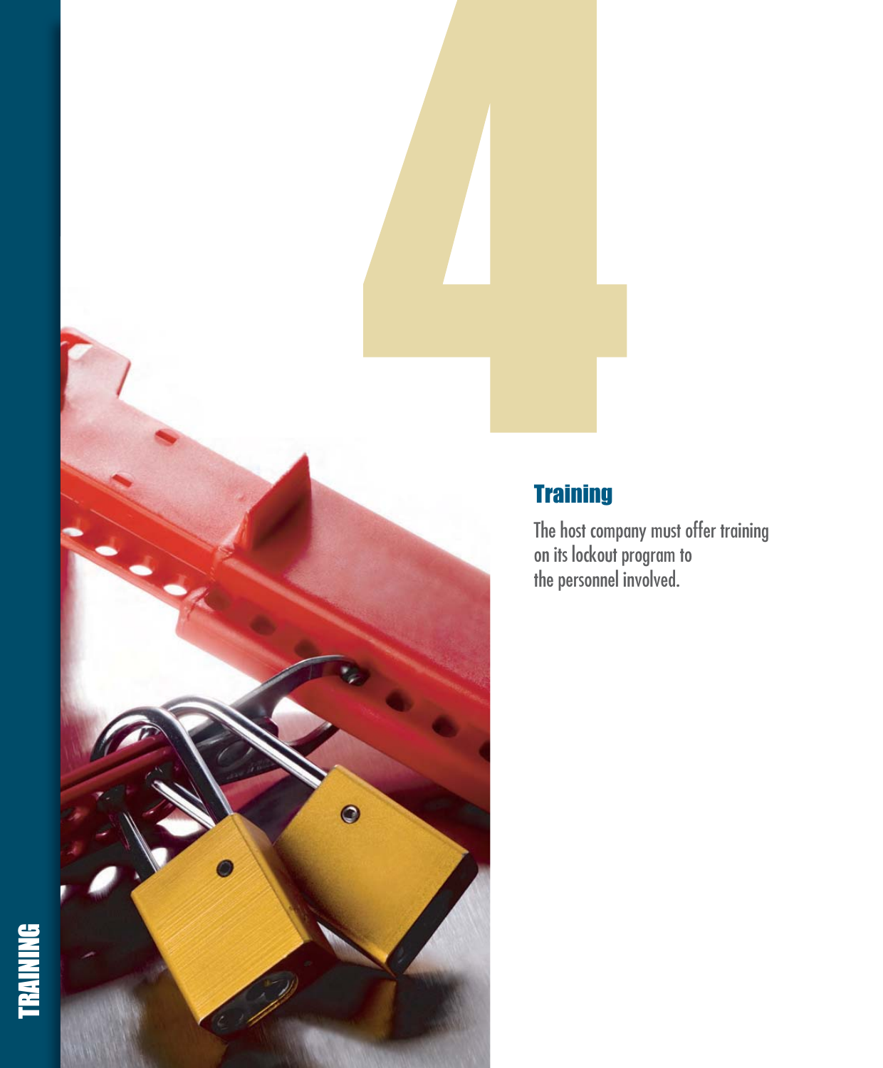# 4

## Training

The host company must offer training on its lockout program to the personnel involved.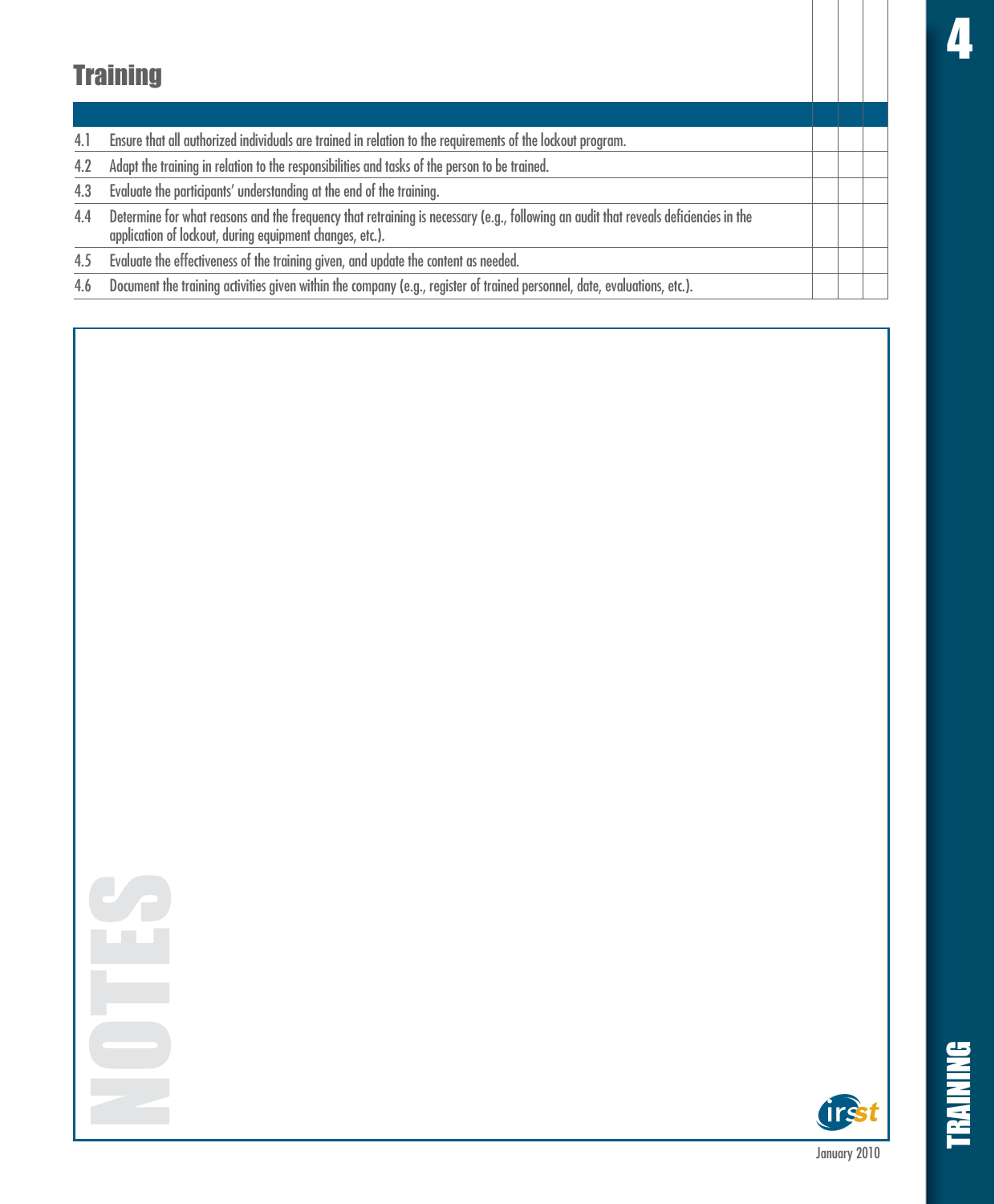## Training

| | | | | |
|---|---|---|---|---|
| 4.1 | Ensure that all authorized individuals are trained in relation to the requirements of the lockout program. | | | |
| 4.2 | Adapt the training in relation to the responsibilities and tasks of the person to be trained. | | | |
| 4.3 | Evaluate the participants' understanding at the end of the training. | | | |
| 4.4 | Determine for what reasons and the frequency that retraining is necessary (e.g., following an audit that reveals deficiencies in the application of lockout, during equipment changes, etc.). | | | |
| 4.5 | Evaluate the effectiveness of the training given, and update the content as needed. | | | |
| 4.6 | Document the training activities given within the company (e.g., register of trained personnel, date, evaluations, etc.). | | | |

NOTES

January 2010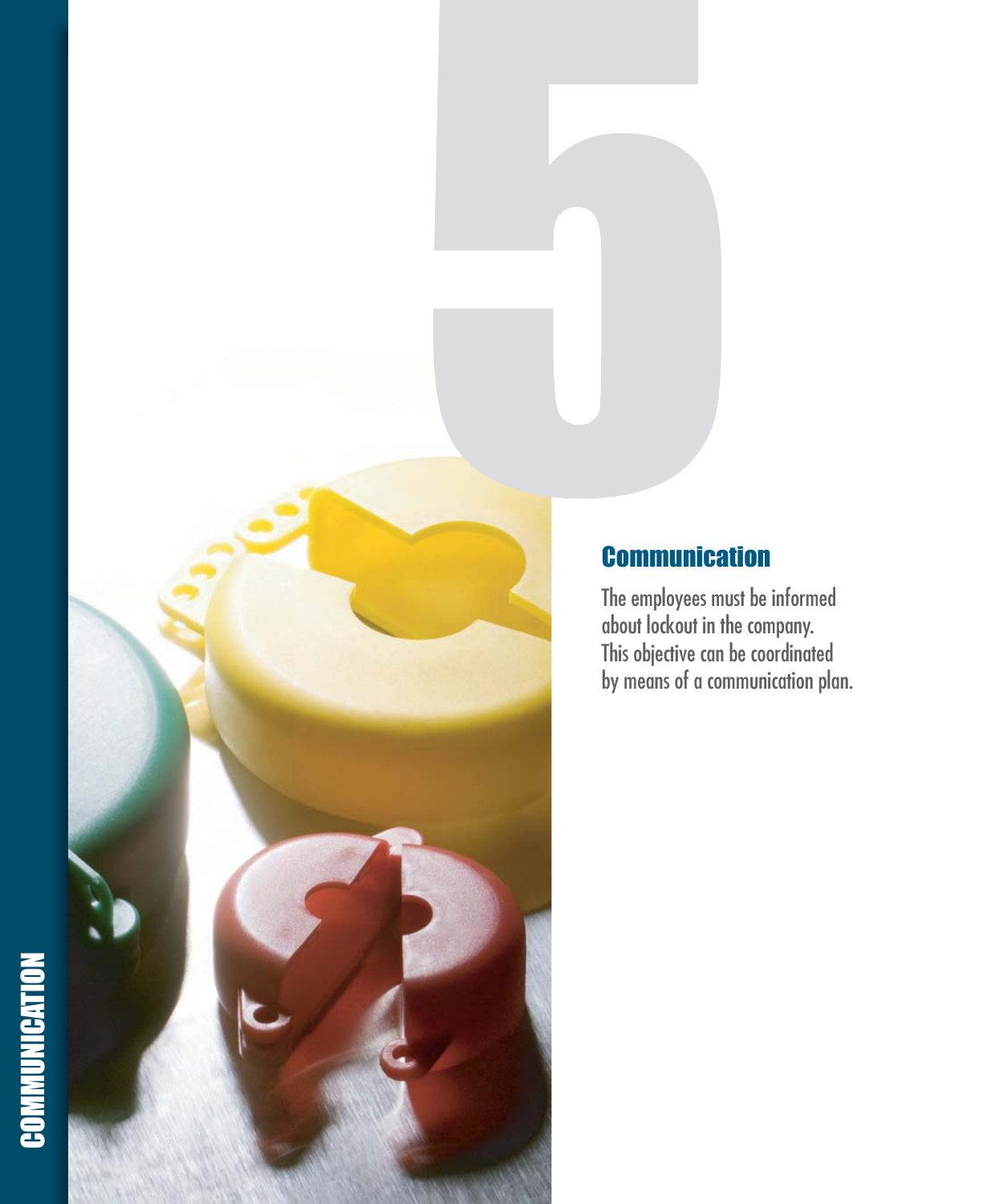# 5

## Communication

The employees must be informed about lockout in the company. This objective can be coordinated by means of a communication plan.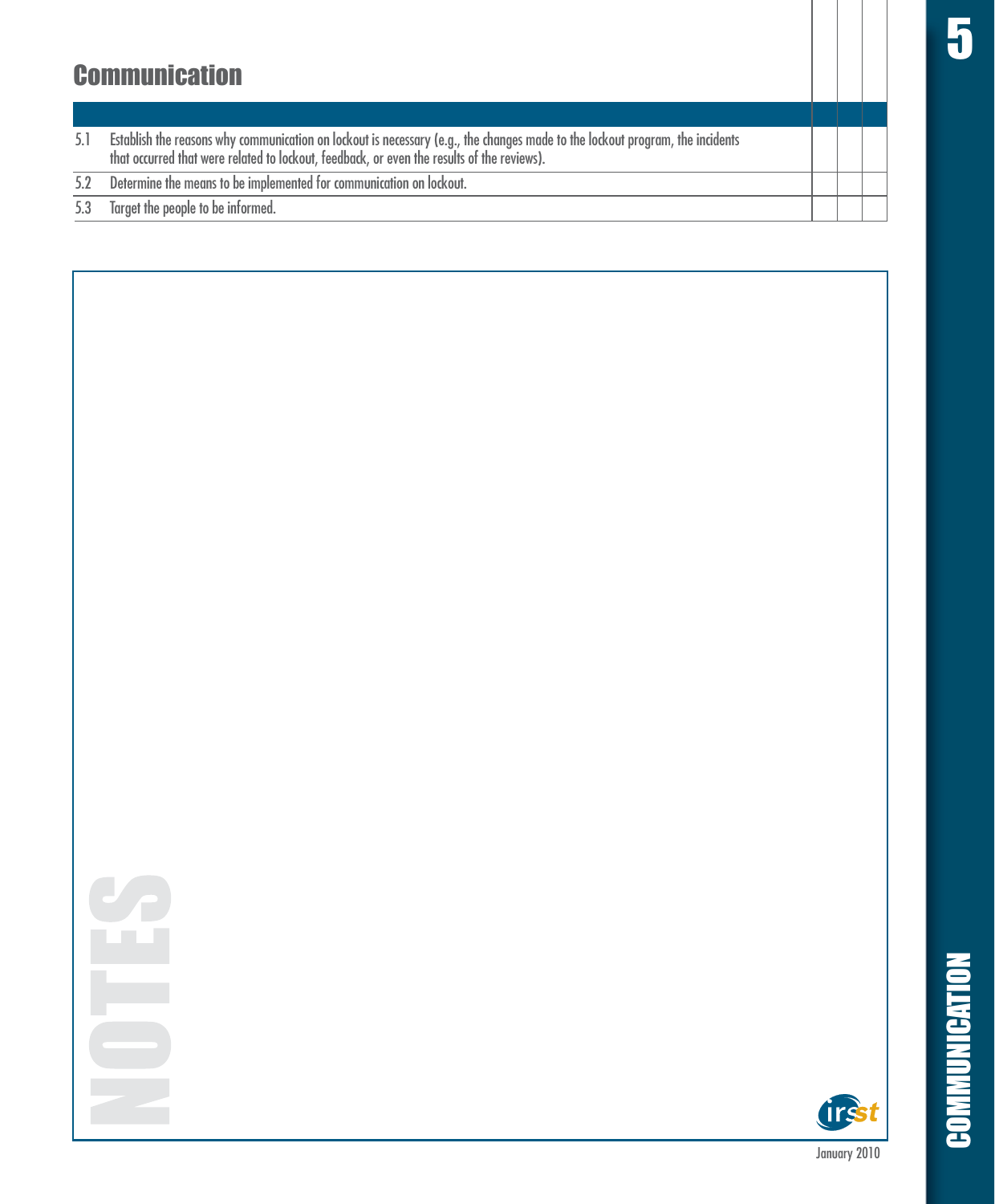## Communication

| | | | | |
|---|---|---|---|---|
| 5.1 | Establish the reasons why communication on lockout is necessary (e.g., the changes made to the lockout program, the incidents that occurred that were related to lockout, feedback, or even the results of the reviews). | | | |
| 5.2 | Determine the means to be implemented for communication on lockout. | | | |
| 5.3 | Target the people to be informed. | | | |

NOTES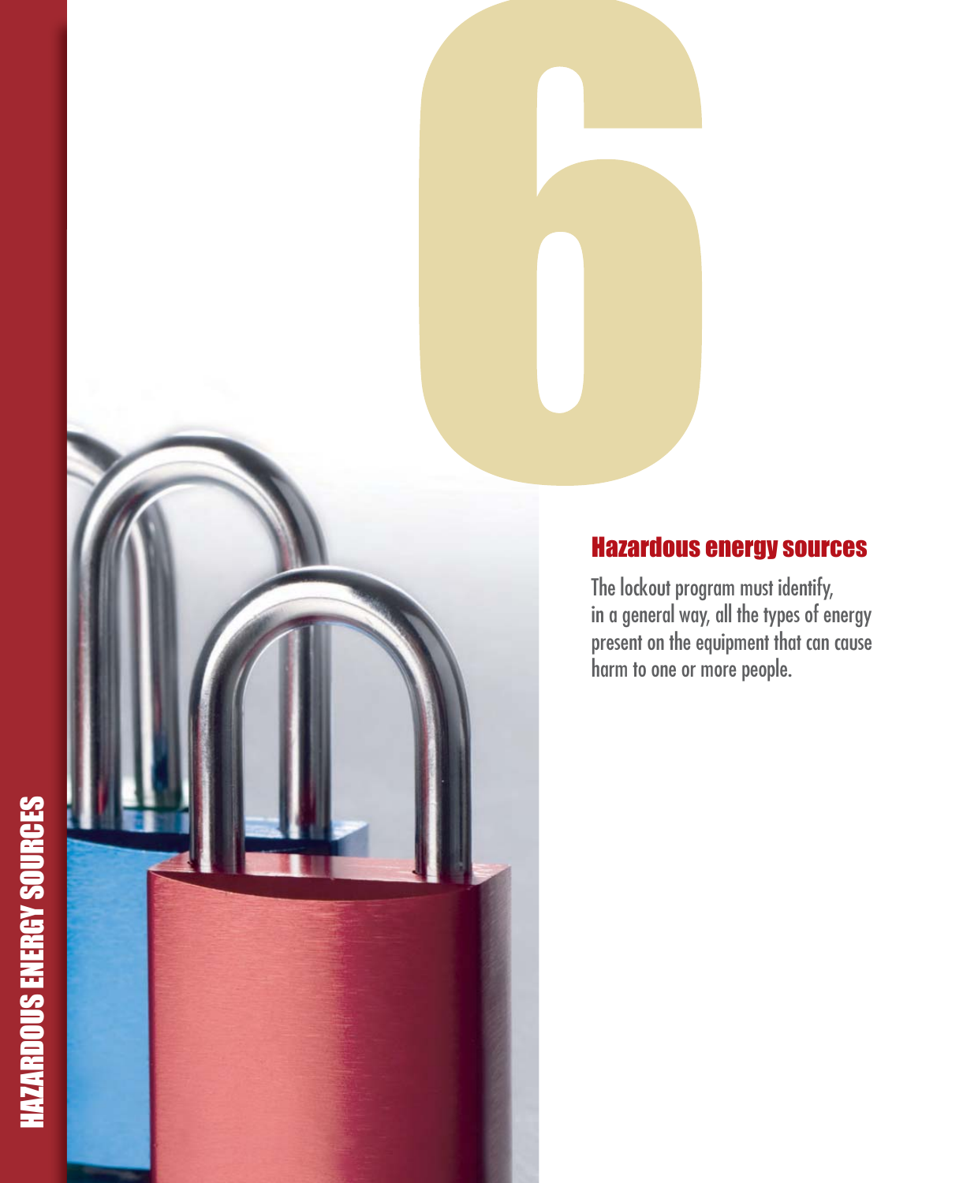# 6

## Hazardous energy sources

The lockout program must identify, in a general way, all the types of energy present on the equipment that can cause harm to one or more people.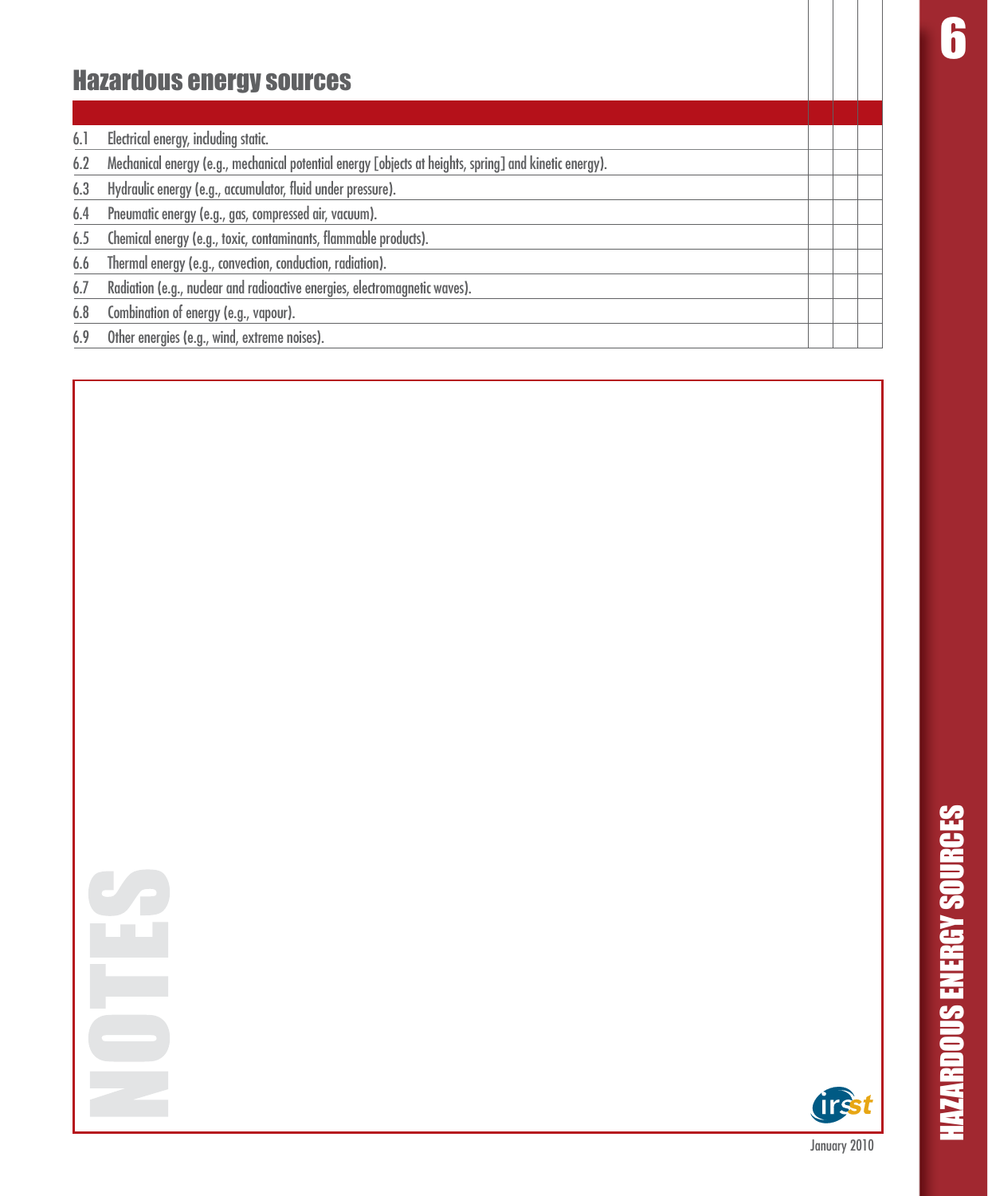## Hazardous energy sources

| | | | | |
|---|---|---|---|---|
| 6.1 | Electrical energy, including static. | | | |
| 6.2 | Mechanical energy (e.g., mechanical potential energy [objects at heights, spring] and kinetic energy). | | | |
| 6.3 | Hydraulic energy (e.g., accumulator, fluid under pressure). | | | |
| 6.4 | Pneumatic energy (e.g., gas, compressed air, vacuum). | | | |
| 6.5 | Chemical energy (e.g., toxic, contaminants, flammable products). | | | |
| 6.6 | Thermal energy (e.g., convection, conduction, radiation). | | | |
| 6.7 | Radiation (e.g., nuclear and radioactive energies, electromagnetic waves). | | | |
| 6.8 | Combination of energy (e.g., vapour). | | | |
| 6.9 | Other energies (e.g., wind, extreme noises). | | | |

NOTES

January 2010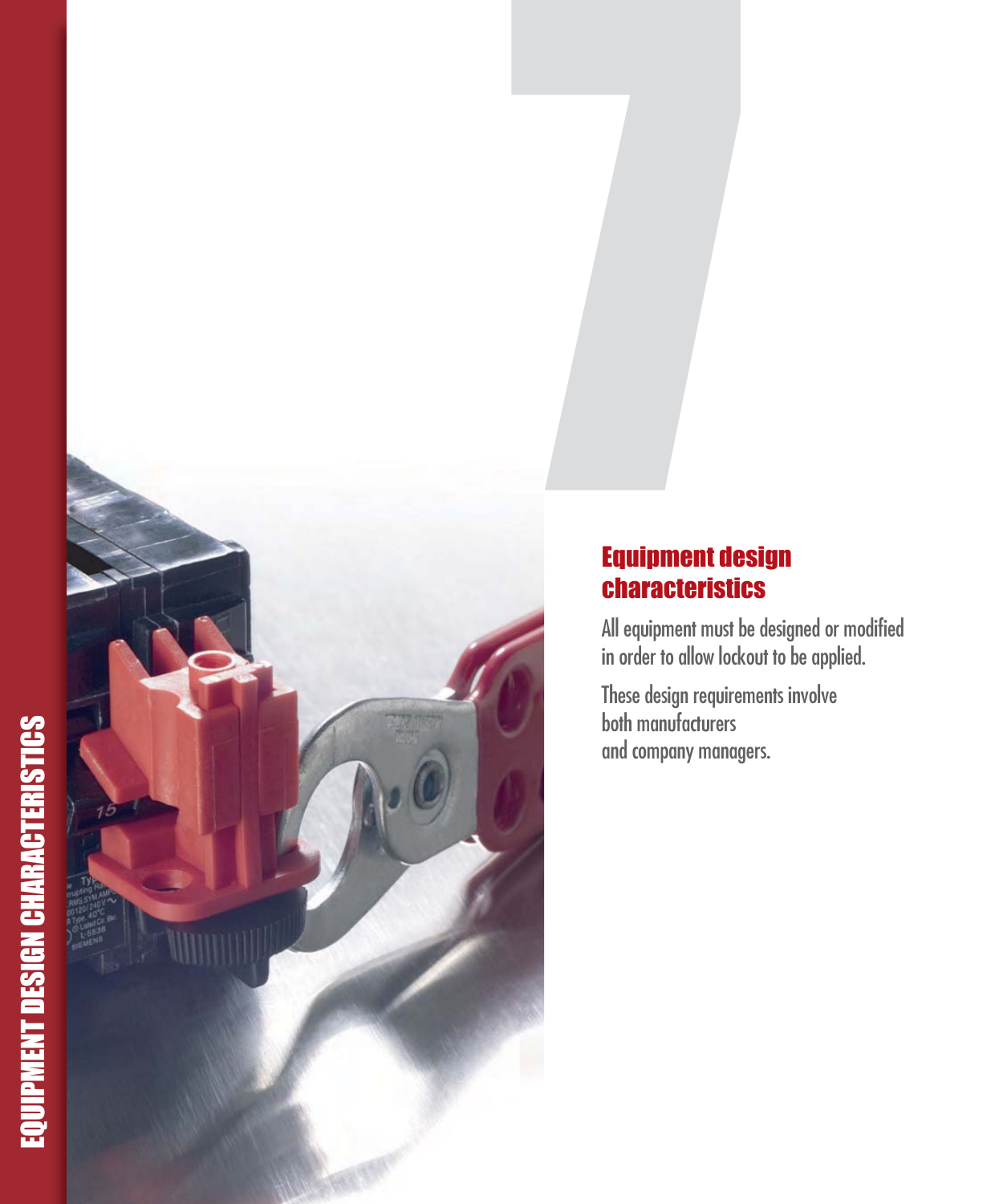# 7

## Equipment design characteristics

All equipment must be designed or modified in order to allow lockout to be applied.

These design requirements involve both manufacturers and company managers.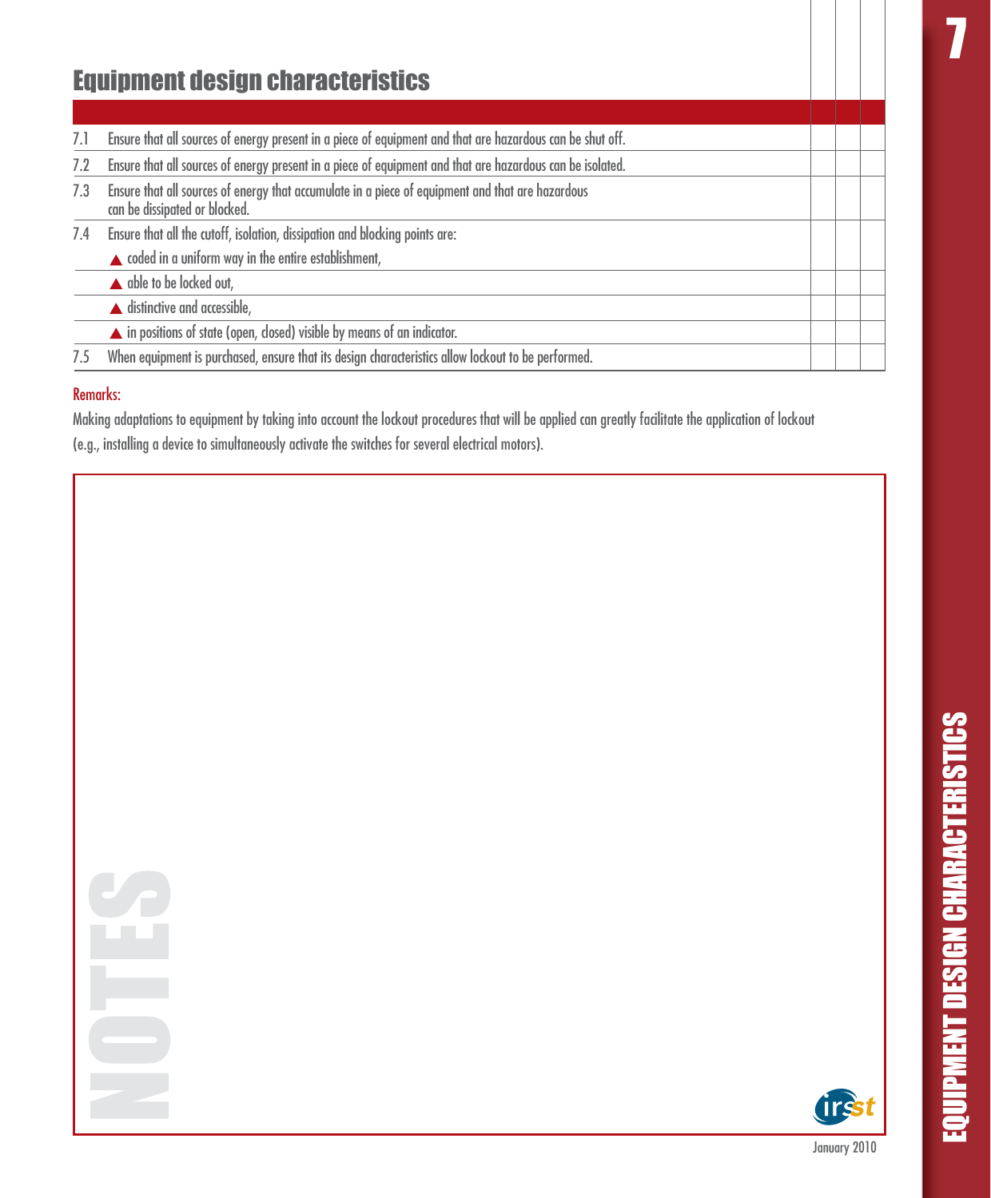## Equipment design characteristics

| | | | | |
|---|---|---|---|---|
| 7.1 | Ensure that all sources of energy present in a piece of equipment and that are hazardous can be shut off. | | | |
| 7.2 | Ensure that all sources of energy present in a piece of equipment and that are hazardous can be isolated. | | | |
| 7.3 | Ensure that all sources of energy that accumulate in a piece of equipment and that are hazardous can be dissipated or blocked. | | | |
| 7.4 | Ensure that all the cutoff, isolation, dissipation and blocking points are: ▲ coded in a uniform way in the entire establishment, | | | |
| | ▲ able to be locked out, | | | |
| | ▲ distinctive and accessible, | | | |
| | ▲ in positions of state (open, closed) visible by means of an indicator. | | | |
| 7.5 | When equipment is purchased, ensure that its design characteristics allow lockout to be performed. | | | |

**Remarks:**

Making adaptations to equipment by taking into account the lockout procedures that will be applied can greatly facilitate the application of lockout (e.g., installing a device to simultaneously activate the switches for several electrical motors).

NOTES

January 2010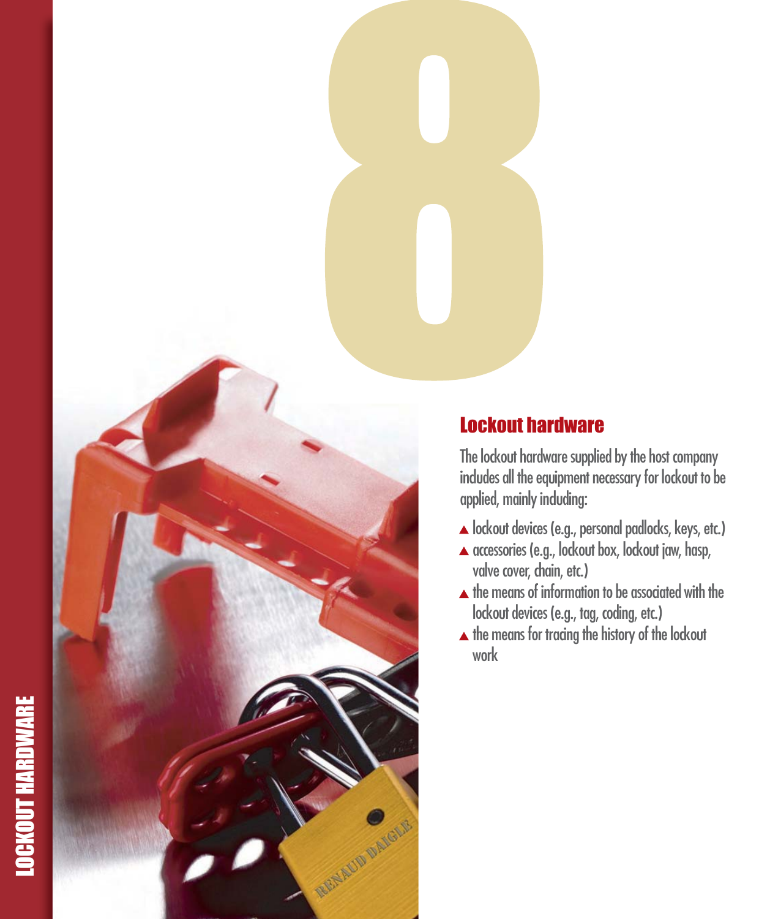# 8

## Lockout hardware

The lockout hardware supplied by the host company includes all the equipment necessary for lockout to be applied, mainly including:

- lockout devices (e.g., personal padlocks, keys, etc.)
- accessories (e.g., lockout box, lockout jaw, hasp, valve cover, chain, etc.)
- the means of information to be associated with the lockout devices (e.g., tag, coding, etc.)
- the means for tracing the history of the lockout work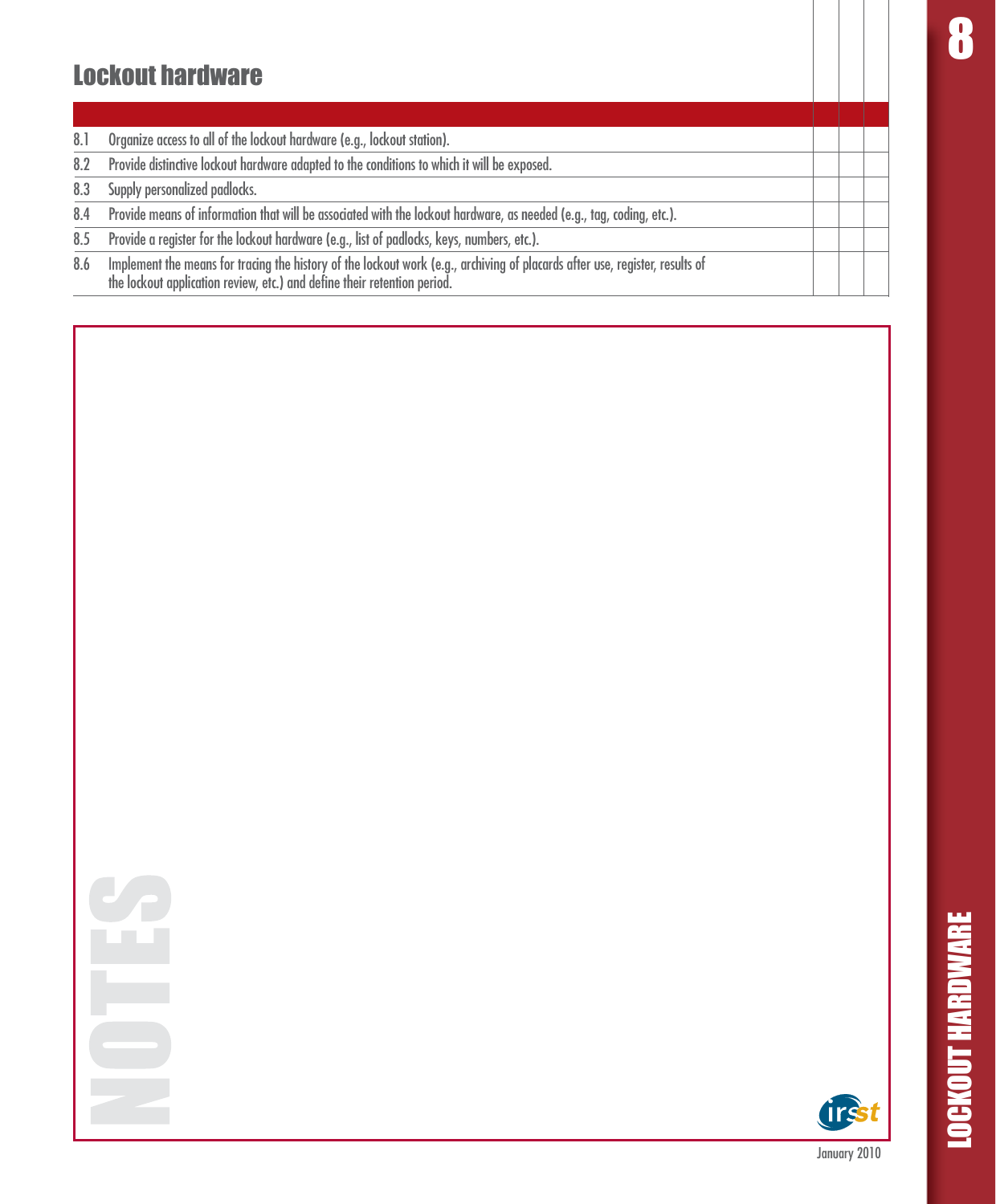## Lockout hardware

| | | | | |
|---|---|---|---|---|
| 8.1 | Organize access to all of the lockout hardware (e.g., lockout station). | | | |
| 8.2 | Provide distinctive lockout hardware adapted to the conditions to which it will be exposed. | | | |
| 8.3 | Supply personalized padlocks. | | | |
| 8.4 | Provide means of information that will be associated with the lockout hardware, as needed (e.g., tag, coding, etc.). | | | |
| 8.5 | Provide a register for the lockout hardware (e.g., list of padlocks, keys, numbers, etc.). | | | |
| 8.6 | Implement the means for tracing the history of the lockout work (e.g., archiving of placards after use, register, results of the lockout application review, etc.) and define their retention period. | | | |

NOTES

January 2010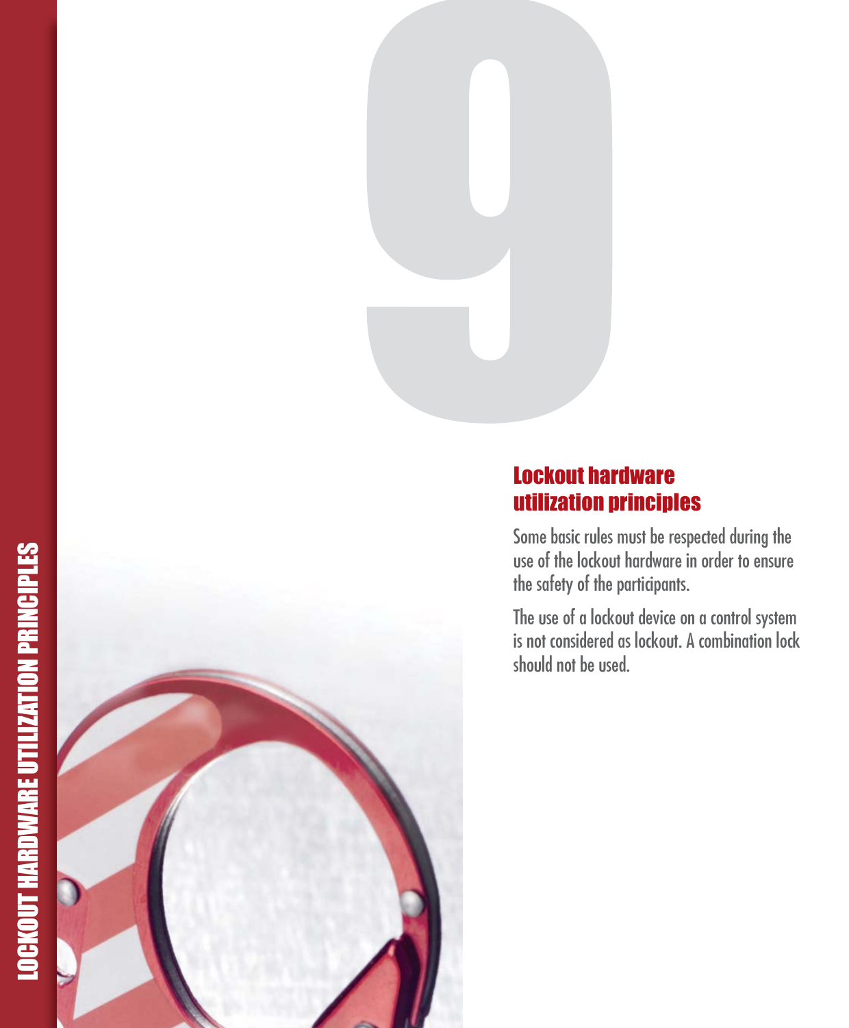# 9

## Lockout hardware utilization principles

Some basic rules must be respected during the use of the lockout hardware in order to ensure the safety of the participants.

The use of a lockout device on a control system is not considered as lockout. A combination lock should not be used.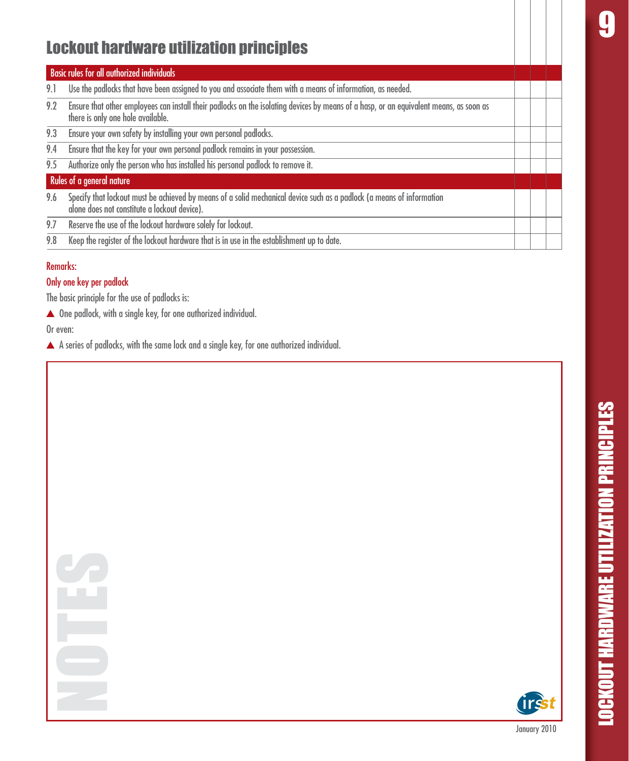# Lockout hardware utilization principles

| | Basic rules for all authorized individuals | | | |
|---|---|---|---|---|
| 9.1 | Use the padlocks that have been assigned to you and associate them with a means of information, as needed. | | | |
| 9.2 | Ensure that other employees can install their padlocks on the isolating devices by means of a hasp, or an equivalent means, as soon as there is only one hole available. | | | |
| 9.3 | Ensure your own safety by installing your own personal padlocks. | | | |
| 9.4 | Ensure that the key for your own personal padlock remains in your possession. | | | |
| 9.5 | Authorize only the person who has installed his personal padlock to remove it. | | | |
| | **Rules of a general nature** | | | |
| 9.6 | Specify that lockout must be achieved by means of a solid mechanical device such as a padlock (a means of information alone does not constitute a lockout device). | | | |
| 9.7 | Reserve the use of the lockout hardware solely for lockout. | | | |
| 9.8 | Keep the register of the lockout hardware that is in use in the establishment up to date. | | | |

Remarks:

Only one key per padlock

The basic principle for the use of padlocks is:

- One padlock, with a single key, for one authorized individual.

Or even:

- A series of padlocks, with the same lock and a single key, for one authorized individual.

NOTES

January 2010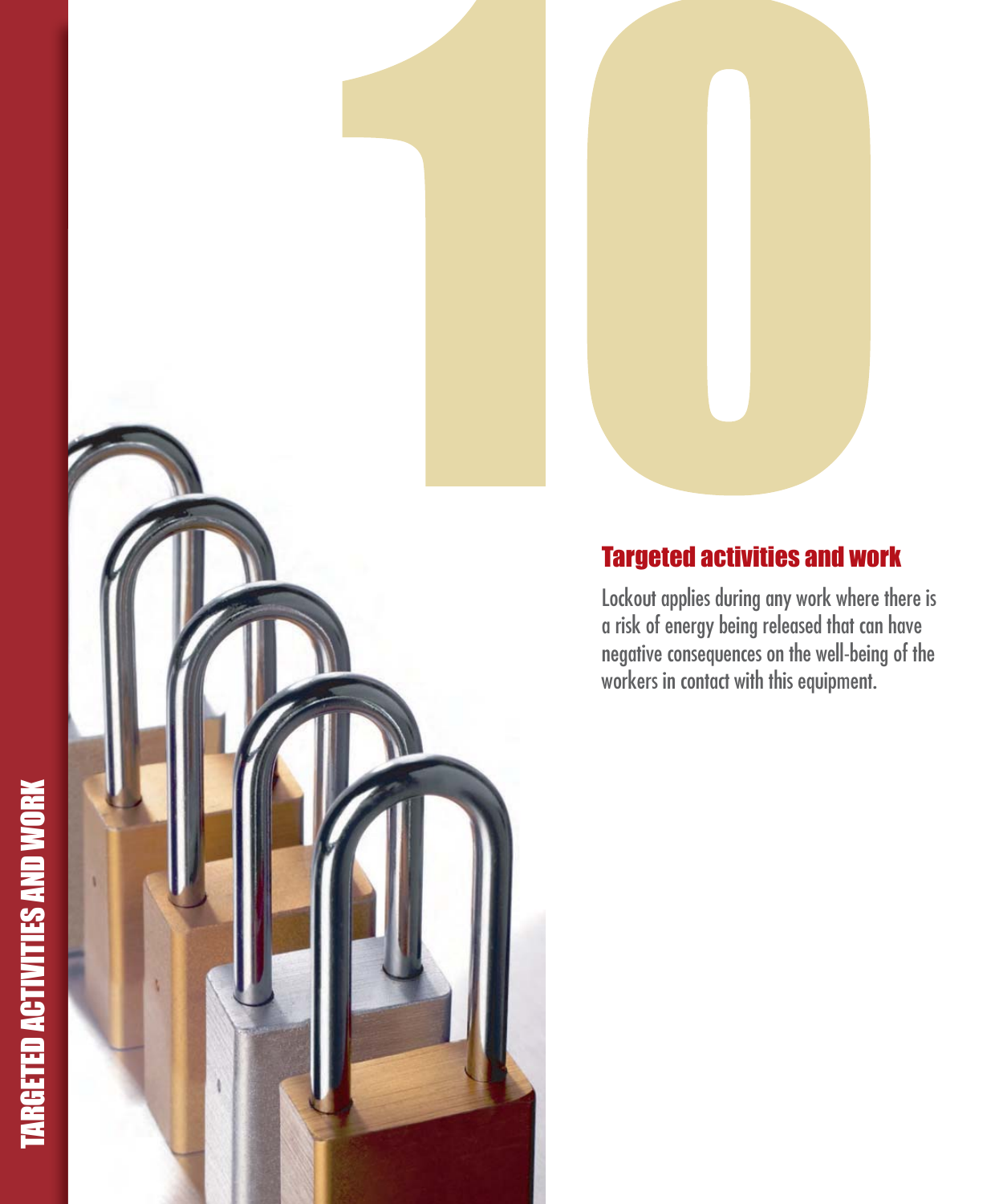# 10

## Targeted activities and work

Lockout applies during any work where there is a risk of energy being released that can have negative consequences on the well-being of the workers in contact with this equipment.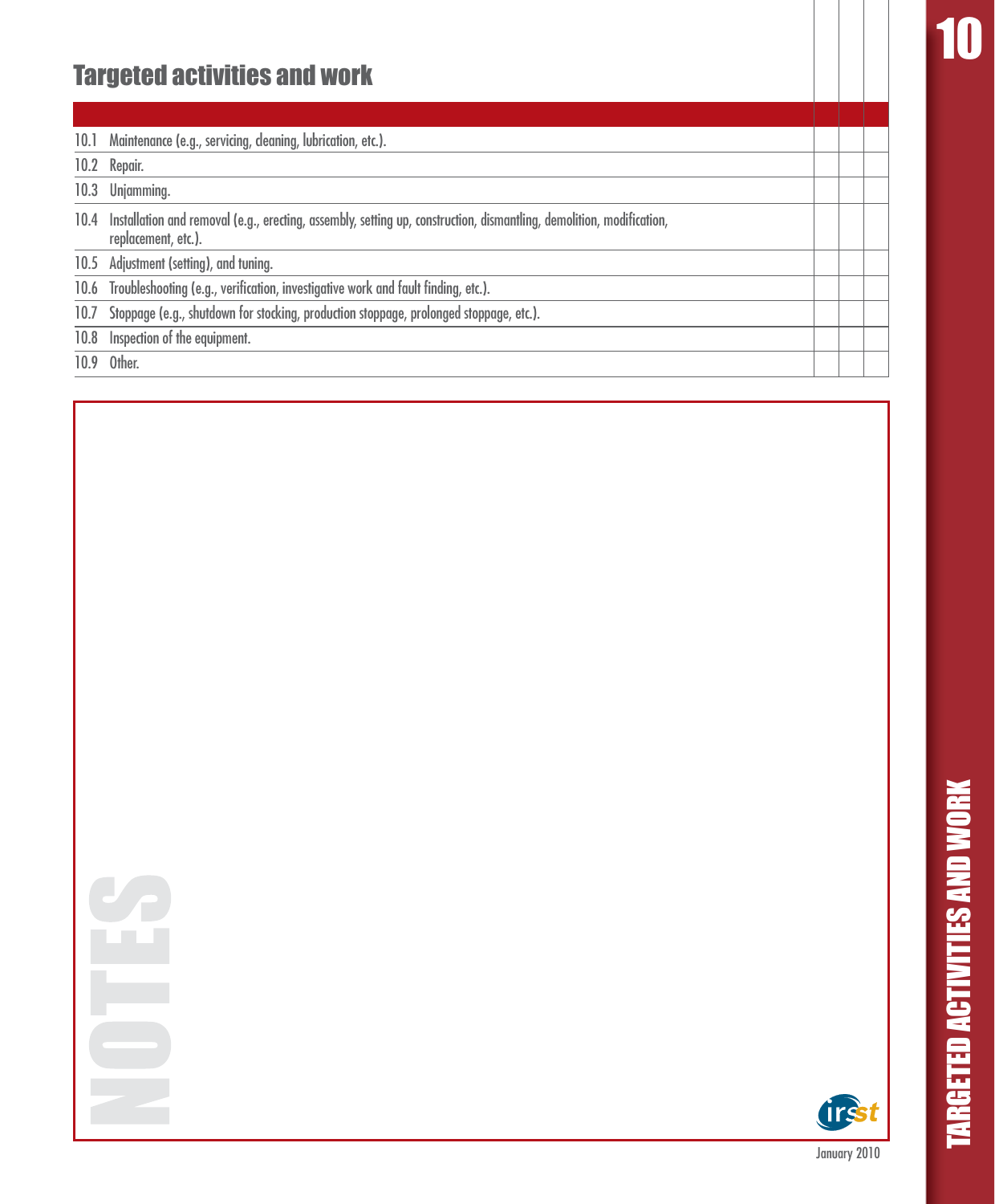## Targeted activities and work

| | | | | |
|---|---|---|---|---|
| 10.1 | Maintenance (e.g., servicing, cleaning, lubrication, etc.). | | | |
| 10.2 | Repair. | | | |
| 10.3 | Unjamming. | | | |
| 10.4 | Installation and removal (e.g., erecting, assembly, setting up, construction, dismantling, demolition, modification, replacement, etc.). | | | |
| 10.5 | Adjustment (setting), and tuning. | | | |
| 10.6 | Troubleshooting (e.g., verification, investigative work and fault finding, etc.). | | | |
| 10.7 | Stoppage (e.g., shutdown for stocking, production stoppage, prolonged stoppage, etc.). | | | |
| 10.8 | Inspection of the equipment. | | | |
| 10.9 | Other. | | | |

NOTES

January 2010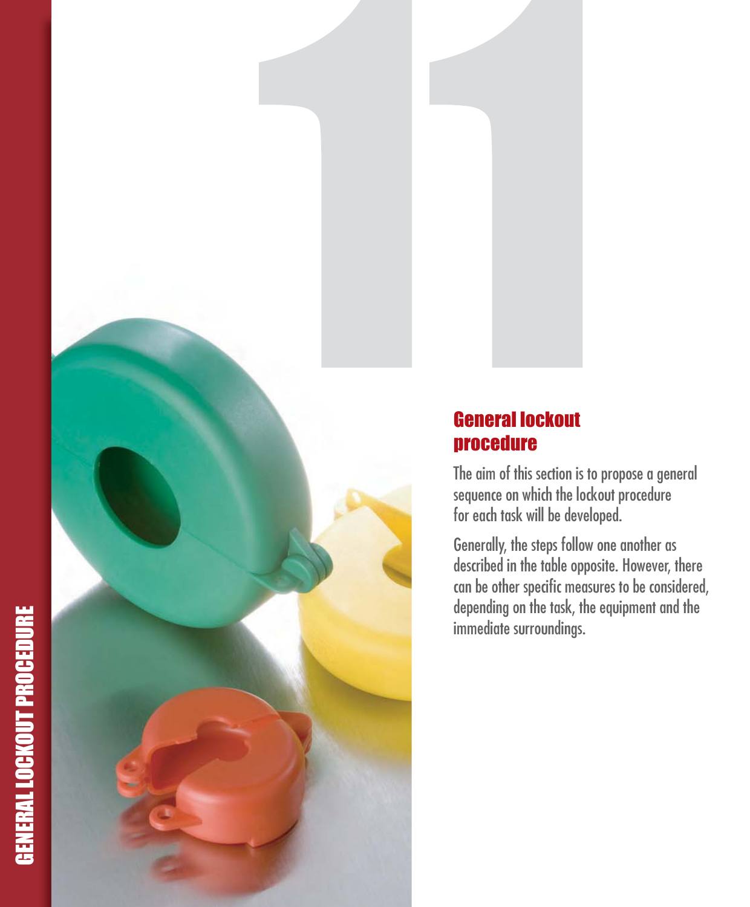# 11

## General lockout procedure

The aim of this section is to propose a general sequence on which the lockout procedure for each task will be developed.

Generally, the steps follow one another as described in the table opposite. However, there can be other specific measures to be considered, depending on the task, the equipment and the immediate surroundings.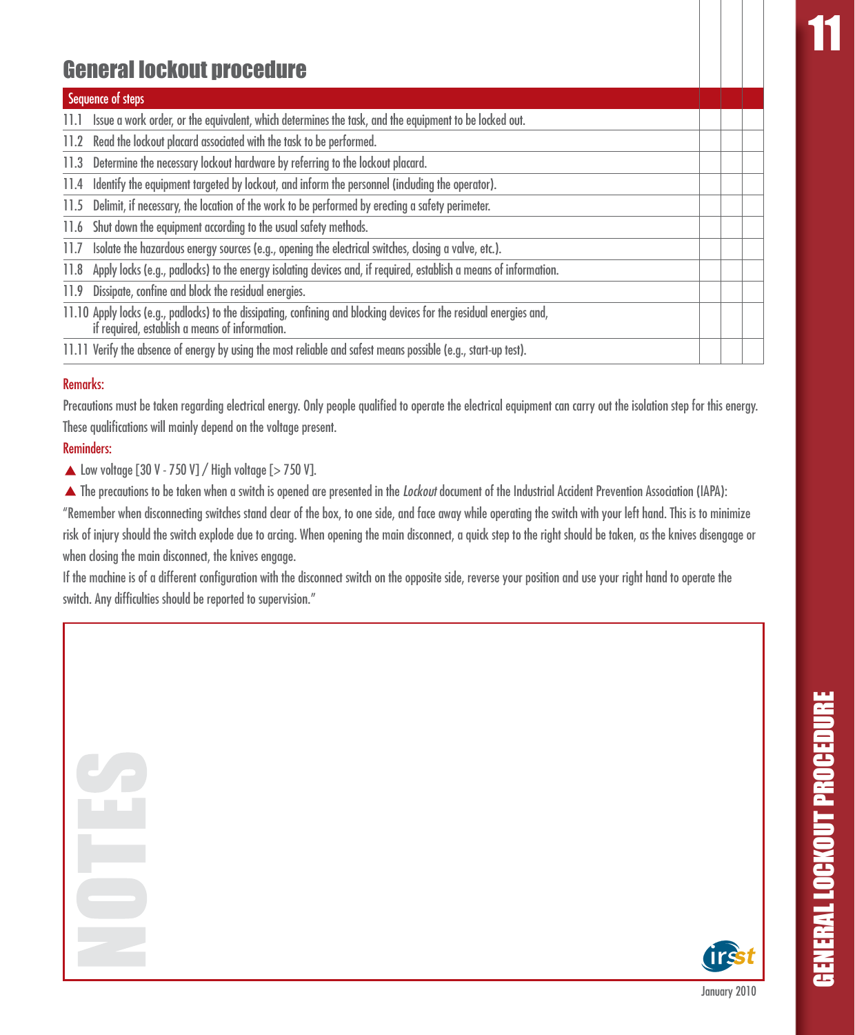# General lockout procedure

| Sequence of steps | | | |
|---|---|---|---|
| 11.1 Issue a work order, or the equivalent, which determines the task, and the equipment to be locked out. | | | |
| 11.2 Read the lockout placard associated with the task to be performed. | | | |
| 11.3 Determine the necessary lockout hardware by referring to the lockout placard. | | | |
| 11.4 Identify the equipment targeted by lockout, and inform the personnel (including the operator). | | | |
| 11.5 Delimit, if necessary, the location of the work to be performed by erecting a safety perimeter. | | | |
| 11.6 Shut down the equipment according to the usual safety methods. | | | |
| 11.7 Isolate the hazardous energy sources (e.g., opening the electrical switches, closing a valve, etc.). | | | |
| 11.8 Apply locks (e.g., padlocks) to the energy isolating devices and, if required, establish a means of information. | | | |
| 11.9 Dissipate, confine and block the residual energies. | | | |
| 11.10 Apply locks (e.g., padlocks) to the dissipating, confining and blocking devices for the residual energies and, if required, establish a means of information. | | | |
| 11.11 Verify the absence of energy by using the most reliable and safest means possible (e.g., start-up test). | | | |

Remarks:

Precautions must be taken regarding electrical energy. Only people qualified to operate the electrical equipment can carry out the isolation step for this energy. These qualifications will mainly depend on the voltage present.

Reminders:

▲ Low voltage [30 V - 750 V] / High voltage [> 750 V].

▲ The precautions to be taken when a switch is opened are presented in the *Lockout* document of the Industrial Accident Prevention Association (IAPA):

"Remember when disconnecting switches stand clear of the box, to one side, and face away while operating the switch with your left hand. This is to minimize risk of injury should the switch explode due to arcing. When opening the main disconnect, a quick step to the right should be taken, as the knives disengage or when closing the main disconnect, the knives engage.

If the machine is of a different configuration with the disconnect switch on the opposite side, reverse your position and use your right hand to operate the switch. Any difficulties should be reported to supervision."

NOTES

January 2010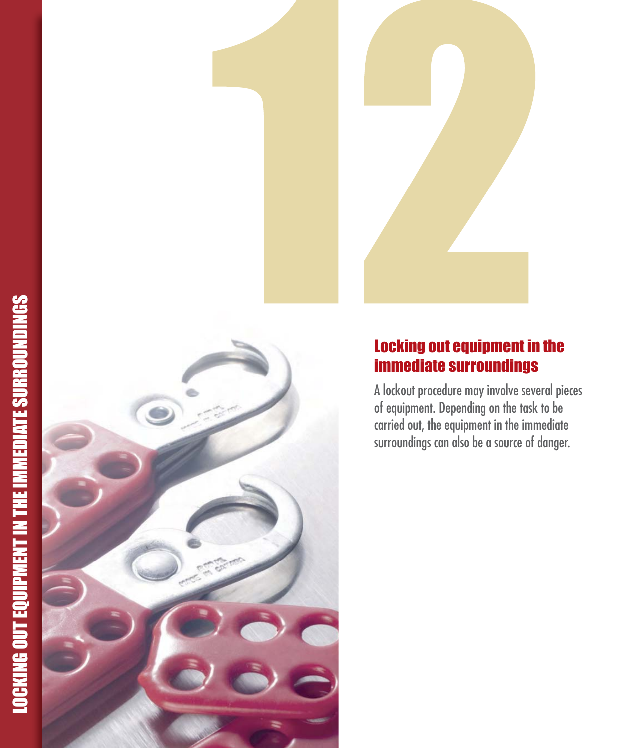# 12

## Locking out equipment in the immediate surroundings

A lockout procedure may involve several pieces of equipment. Depending on the task to be carried out, the equipment in the immediate surroundings can also be a source of danger.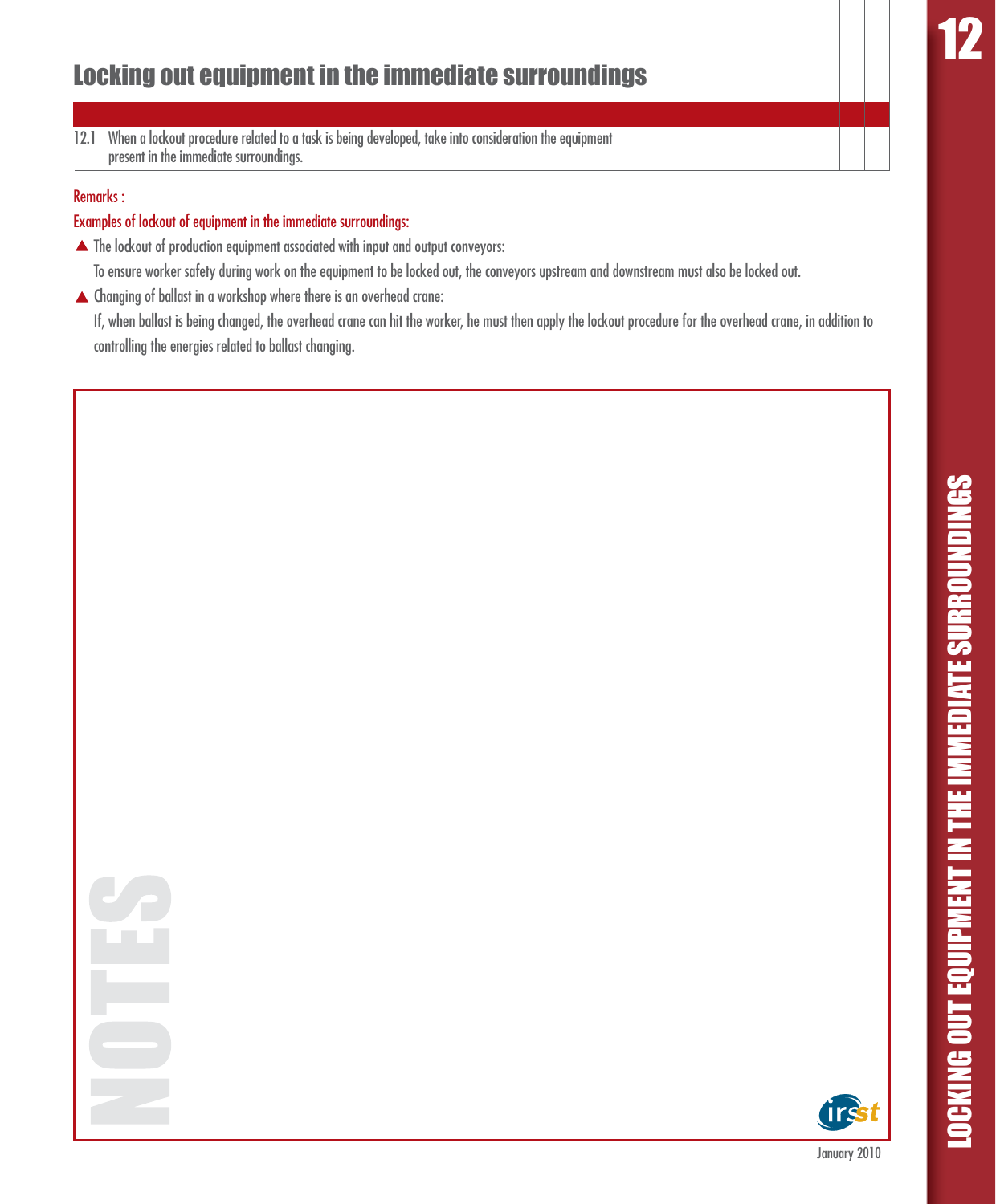# Locking out equipment in the immediate surroundings

| | | | |
|---|---|---|---|
| 12.1 When a lockout procedure related to a task is being developed, take into consideration the equipment present in the immediate surroundings. | | | |

Remarks :

Examples of lockout of equipment in the immediate surroundings:

- The lockout of production equipment associated with input and output conveyors:
  To ensure worker safety during work on the equipment to be locked out, the conveyors upstream and downstream must also be locked out.
- Changing of ballast in a workshop where there is an overhead crane:
  If, when ballast is being changed, the overhead crane can hit the worker, he must then apply the lockout procedure for the overhead crane, in addition to controlling the energies related to ballast changing.

NOTES

January 2010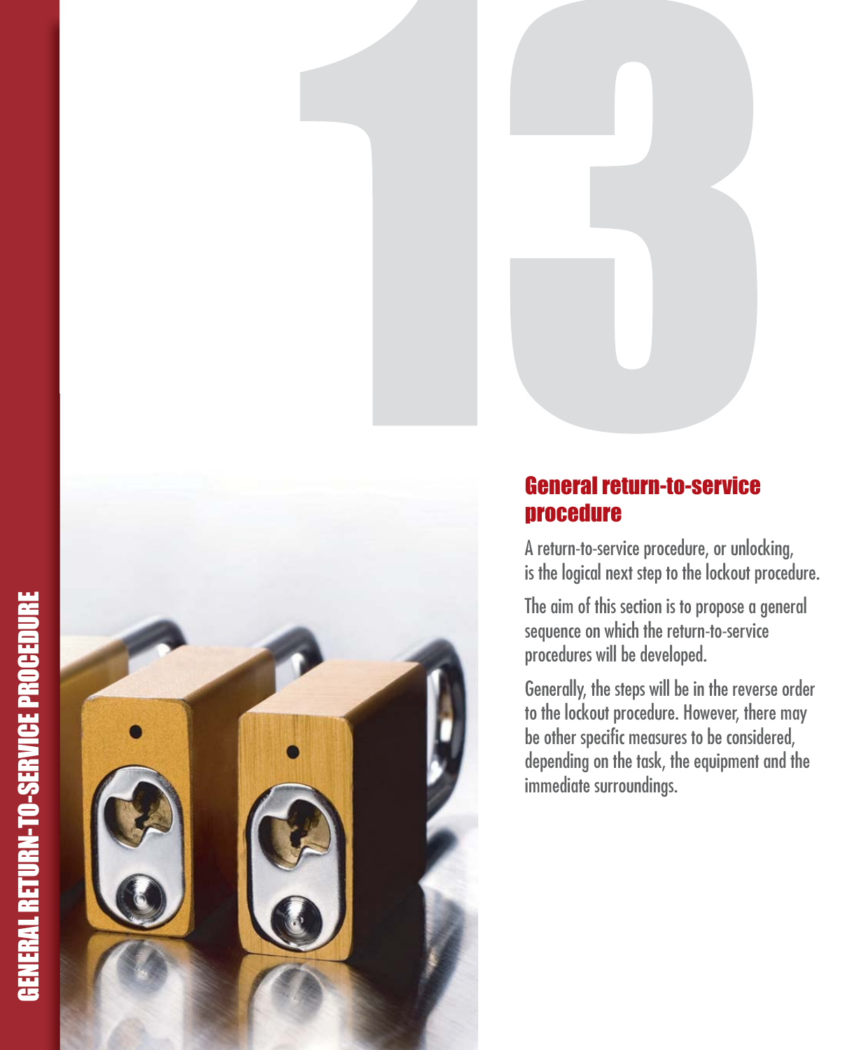# 13

## General return-to-service procedure

A return-to-service procedure, or unlocking, is the logical next step to the lockout procedure.

The aim of this section is to propose a general sequence on which the return-to-service procedures will be developed.

Generally, the steps will be in the reverse order to the lockout procedure. However, there may be other specific measures to be considered, depending on the task, the equipment and the immediate surroundings.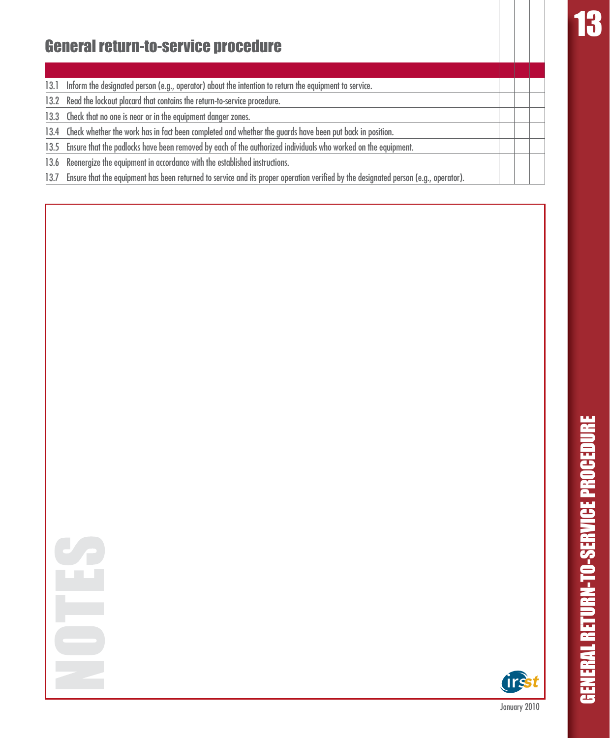## General return-to-service procedure

| | | | | |
|---|---|---|---|---|
| 13.1 | Inform the designated person (e.g., operator) about the intention to return the equipment to service. | | | |
| 13.2 | Read the lockout placard that contains the return-to-service procedure. | | | |
| 13.3 | Check that no one is near or in the equipment danger zones. | | | |
| 13.4 | Check whether the work has in fact been completed and whether the guards have been put back in position. | | | |
| 13.5 | Ensure that the padlocks have been removed by each of the authorized individuals who worked on the equipment. | | | |
| 13.6 | Reenergize the equipment in accordance with the established instructions. | | | |
| 13.7 | Ensure that the equipment has been returned to service and its proper operation verified by the designated person (e.g., operator). | | | |

NOTES

January 2010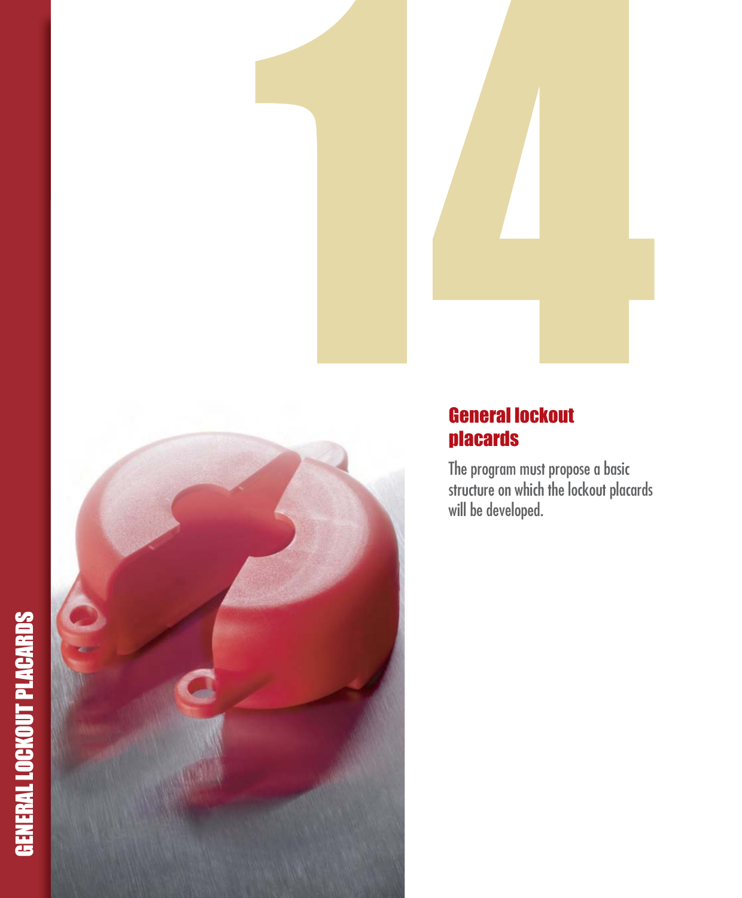# 14

## General lockout placards

The program must propose a basic structure on which the lockout placards will be developed.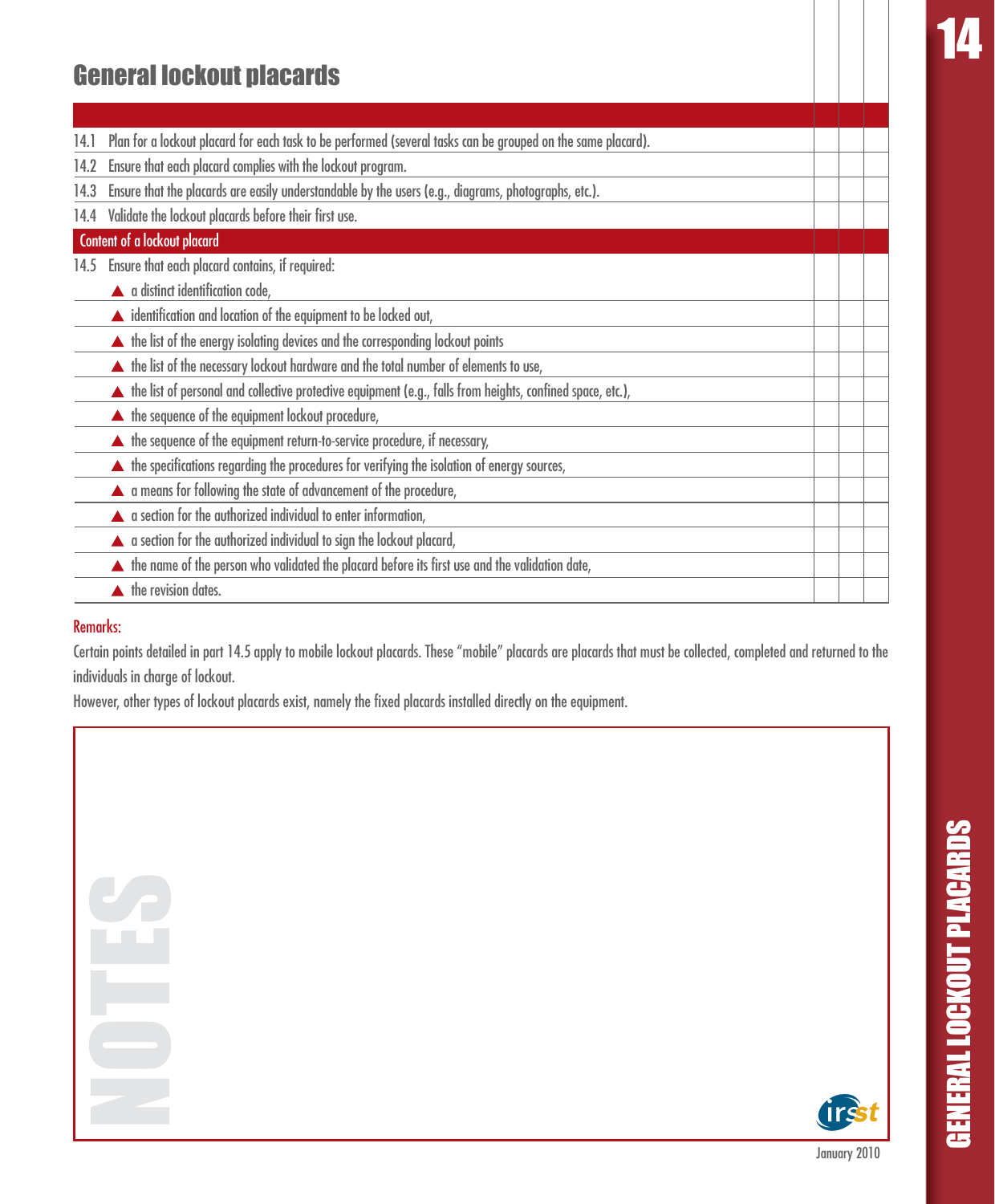# General lockout placards

| | | | |
|---|---|---|---|
| 14.1 Plan for a lockout placard for each task to be performed (several tasks can be grouped on the same placard). | | | |
| 14.2 Ensure that each placard complies with the lockout program. | | | |
| 14.3 Ensure that the placards are easily understandable by the users (e.g., diagrams, photographs, etc.). | | | |
| 14.4 Validate the lockout placards before their first use. | | | |
| **Content of a lockout placard** | | | |
| 14.5 Ensure that each placard contains, if required: | | | |
| ▲ a distinct identification code, | | | |
| ▲ identification and location of the equipment to be locked out, | | | |
| ▲ the list of the energy isolating devices and the corresponding lockout points | | | |
| ▲ the list of the necessary lockout hardware and the total number of elements to use, | | | |
| ▲ the list of personal and collective protective equipment (e.g., falls from heights, confined space, etc.), | | | |
| ▲ the sequence of the equipment lockout procedure, | | | |
| ▲ the sequence of the equipment return-to-service procedure, if necessary, | | | |
| ▲ the specifications regarding the procedures for verifying the isolation of energy sources, | | | |
| ▲ a means for following the state of advancement of the procedure, | | | |
| ▲ a section for the authorized individual to enter information, | | | |
| ▲ a section for the authorized individual to sign the lockout placard, | | | |
| ▲ the name of the person who validated the placard before its first use and the validation date, | | | |
| ▲ the revision dates. | | | |

Remarks:

Certain points detailed in part 14.5 apply to mobile lockout placards. These "mobile" placards are placards that must be collected, completed and returned to the individuals in charge of lockout.

However, other types of lockout placards exist, namely the fixed placards installed directly on the equipment.

NOTES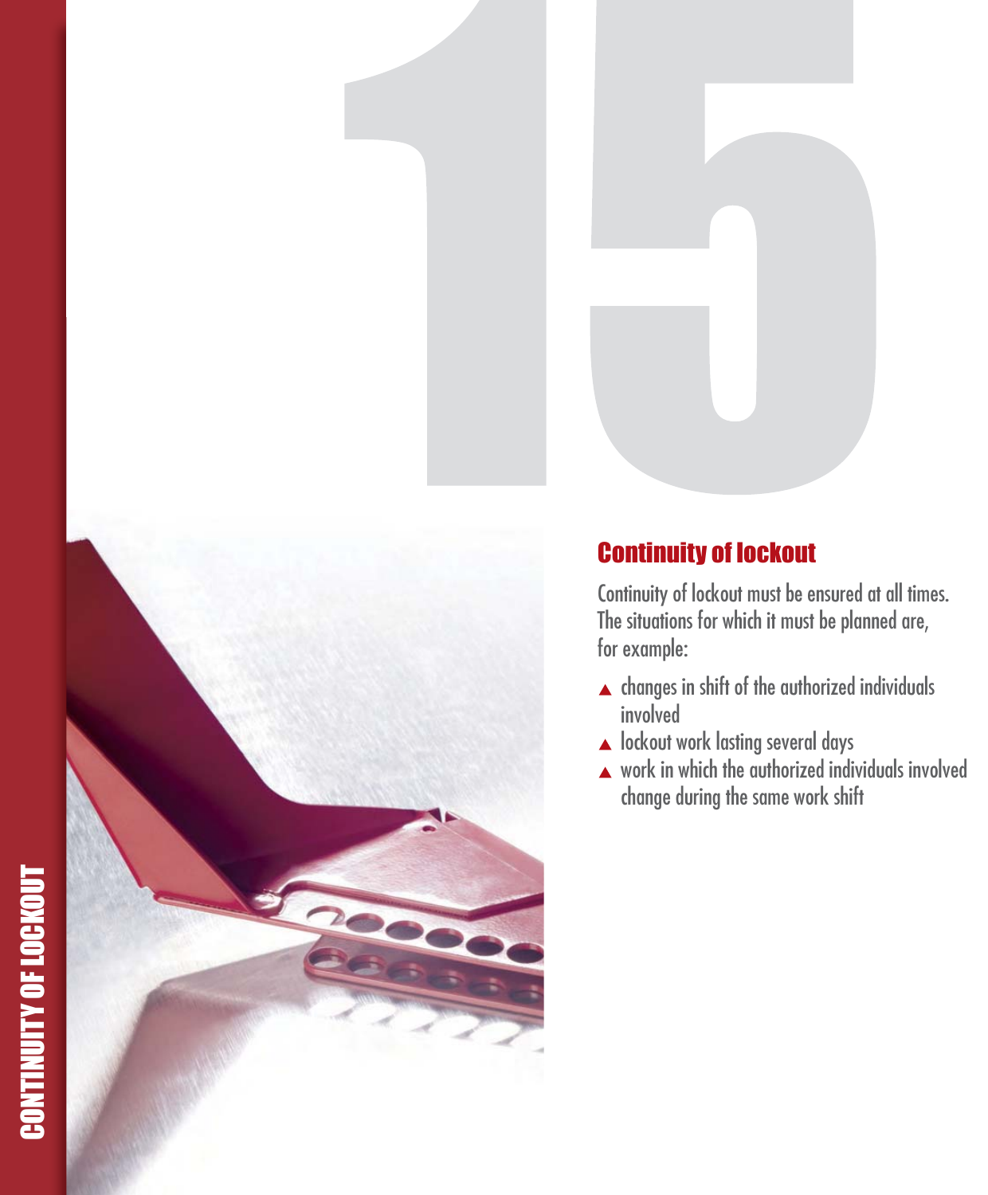# 15

## Continuity of lockout

Continuity of lockout must be ensured at all times. The situations for which it must be planned are, for example:

- changes in shift of the authorized individuals involved
- lockout work lasting several days
- work in which the authorized individuals involved change during the same work shift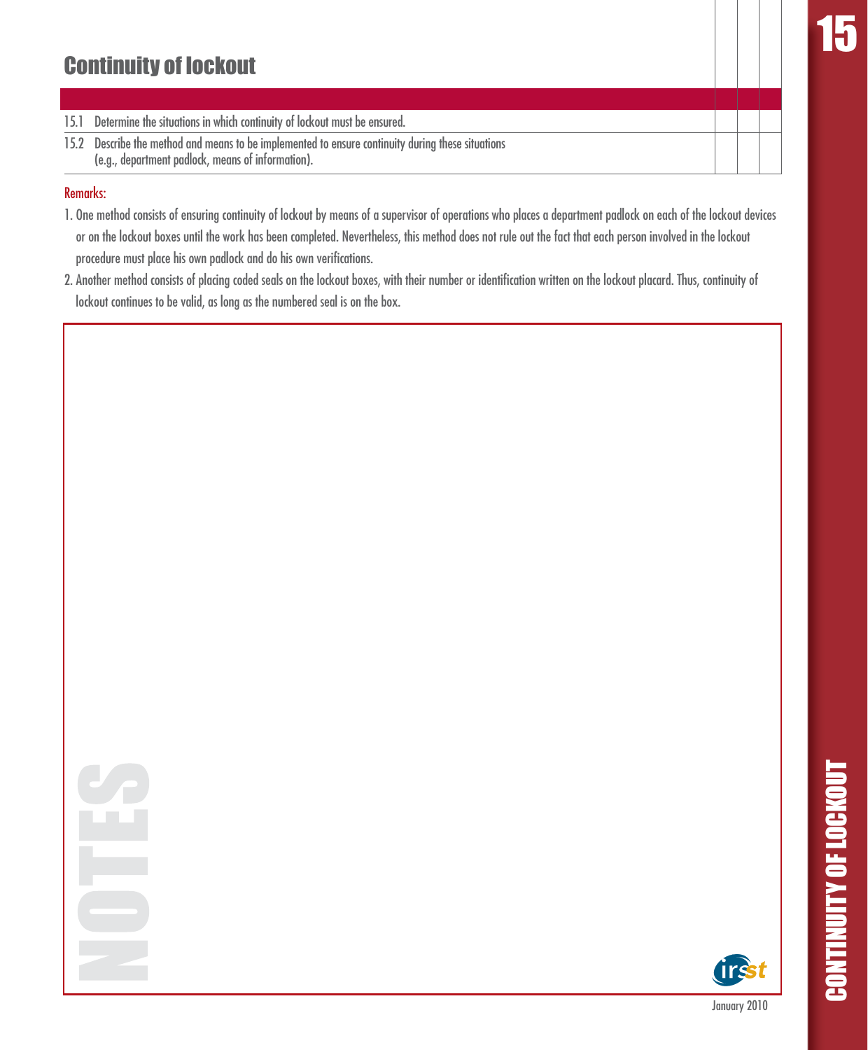## Continuity of lockout

| | | | |
|---|---|---|---|
| 15.1 Determine the situations in which continuity of lockout must be ensured. | | | |
| 15.2 Describe the method and means to be implemented to ensure continuity during these situations (e.g., department padlock, means of information). | | | |

Remarks:

1. One method consists of ensuring continuity of lockout by means of a supervisor of operations who places a department padlock on each of the lockout devices or on the lockout boxes until the work has been completed. Nevertheless, this method does not rule out the fact that each person involved in the lockout procedure must place his own padlock and do his own verifications.
2. Another method consists of placing coded seals on the lockout boxes, with their number or identification written on the lockout placard. Thus, continuity of lockout continues to be valid, as long as the numbered seal is on the box.

NOTES

January 2010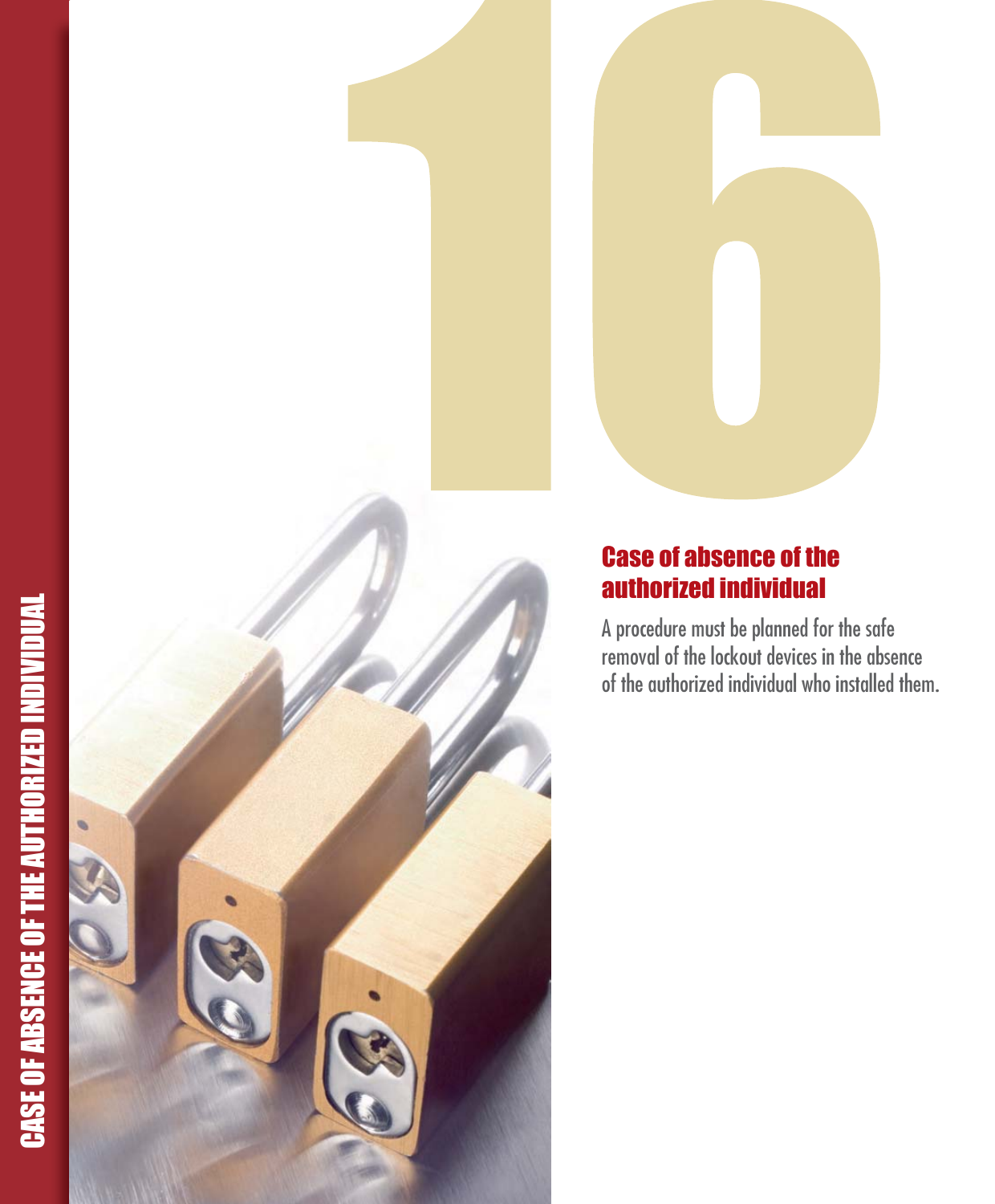# 16

## Case of absence of the authorized individual

A procedure must be planned for the safe removal of the lockout devices in the absence of the authorized individual who installed them.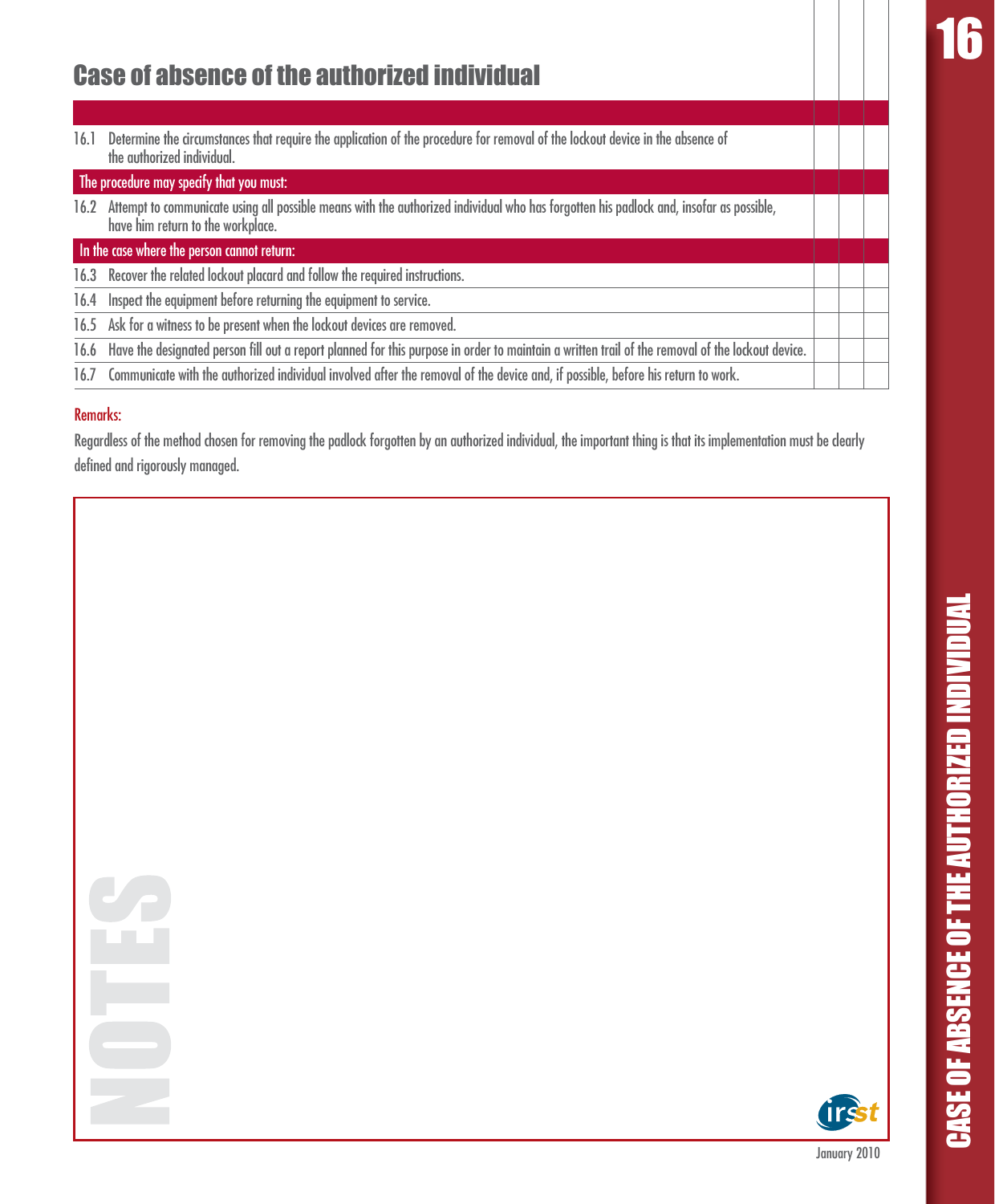# Case of absence of the authorized individual

| | | | |
|---|---|---|---|
| 16.1 Determine the circumstances that require the application of the procedure for removal of the lockout device in the absence of the authorized individual. | | | |
| **The procedure may specify that you must:** | | | |
| 16.2 Attempt to communicate using all possible means with the authorized individual who has forgotten his padlock and, insofar as possible, have him return to the workplace. | | | |
| **In the case where the person cannot return:** | | | |
| 16.3 Recover the related lockout placard and follow the required instructions. | | | |
| 16.4 Inspect the equipment before returning the equipment to service. | | | |
| 16.5 Ask for a witness to be present when the lockout devices are removed. | | | |
| 16.6 Have the designated person fill out a report planned for this purpose in order to maintain a written trail of the removal of the lockout device. | | | |
| 16.7 Communicate with the authorized individual involved after the removal of the device and, if possible, before his return to work. | | | |

**Remarks:**

Regardless of the method chosen for removing the padlock forgotten by an authorized individual, the important thing is that its implementation must be clearly defined and rigorously managed.

NOTES

January 2010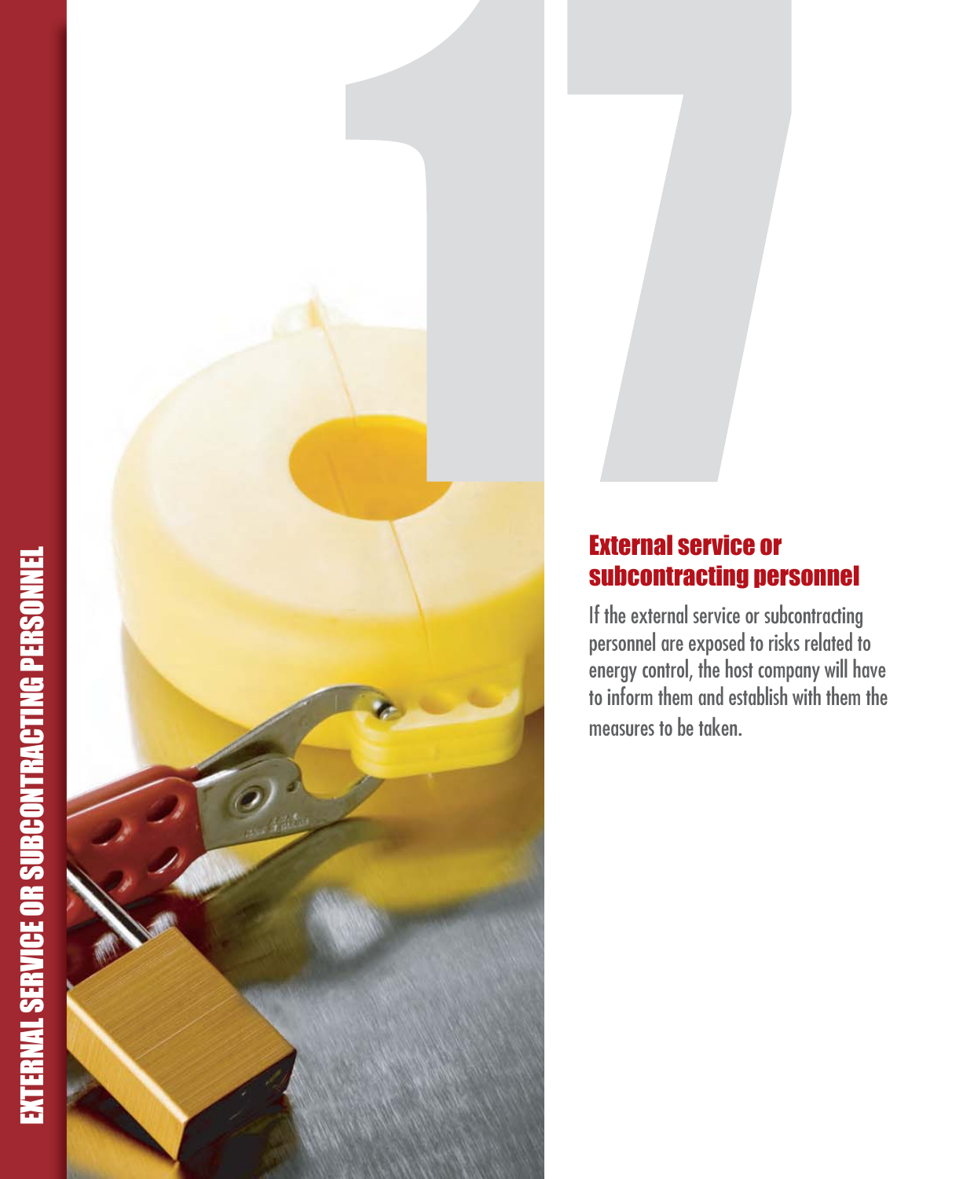# 17

## External service or subcontracting personnel

If the external service or subcontracting personnel are exposed to risks related to energy control, the host company will have to inform them and establish with them the measures to be taken.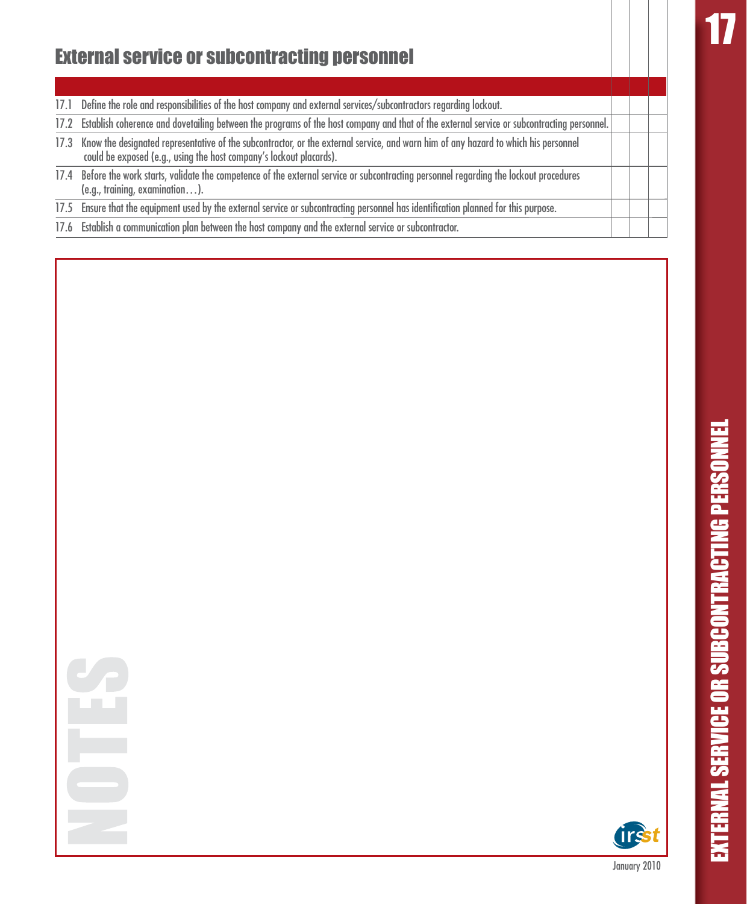## External service or subcontracting personnel

| | | | | |
|---|---|---|---|---|
| 17.1 | Define the role and responsibilities of the host company and external services/subcontractors regarding lockout. | | | |
| 17.2 | Establish coherence and dovetailing between the programs of the host company and that of the external service or subcontracting personnel. | | | |
| 17.3 | Know the designated representative of the subcontractor, or the external service, and warn him of any hazard to which his personnel could be exposed (e.g., using the host company's lockout placards). | | | |
| 17.4 | Before the work starts, validate the competence of the external service or subcontracting personnel regarding the lockout procedures (e.g., training, examination…). | | | |
| 17.5 | Ensure that the equipment used by the external service or subcontracting personnel has identification planned for this purpose. | | | |
| 17.6 | Establish a communication plan between the host company and the external service or subcontractor. | | | |

NOTES

January 2010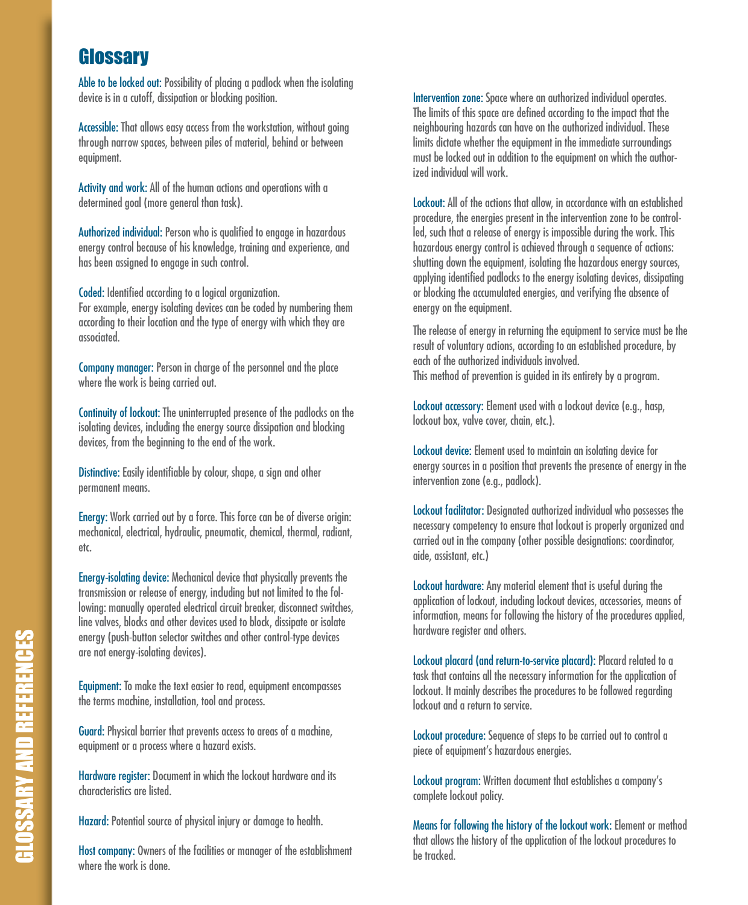# Glossary

**Able to be locked out:** Possibility of placing a padlock when the isolating device is in a cutoff, dissipation or blocking position.

**Accessible:** That allows easy access from the workstation, without going through narrow spaces, between piles of material, behind or between equipment.

**Activity and work:** All of the human actions and operations with a determined goal (more general than task).

**Authorized individual:** Person who is qualified to engage in hazardous energy control because of his knowledge, training and experience, and has been assigned to engage in such control.

**Coded:** Identified according to a logical organization.
For example, energy isolating devices can be coded by numbering them according to their location and the type of energy with which they are associated.

**Company manager:** Person in charge of the personnel and the place where the work is being carried out.

**Continuity of lockout:** The uninterrupted presence of the padlocks on the isolating devices, including the energy source dissipation and blocking devices, from the beginning to the end of the work.

**Distinctive:** Easily identifiable by colour, shape, a sign and other permanent means.

**Energy:** Work carried out by a force. This force can be of diverse origin: mechanical, electrical, hydraulic, pneumatic, chemical, thermal, radiant, etc.

**Energy-isolating device:** Mechanical device that physically prevents the transmission or release of energy, including but not limited to the following: manually operated electrical circuit breaker, disconnect switches, line valves, blocks and other devices used to block, dissipate or isolate energy (push-button selector switches and other control-type devices are not energy-isolating devices).

**Equipment:** To make the text easier to read, equipment encompasses the terms machine, installation, tool and process.

**Guard:** Physical barrier that prevents access to areas of a machine, equipment or a process where a hazard exists.

**Hardware register:** Document in which the lockout hardware and its characteristics are listed.

**Hazard:** Potential source of physical injury or damage to health.

**Host company:** Owners of the facilities or manager of the establishment where the work is done.

**Intervention zone:** Space where an authorized individual operates. The limits of this space are defined according to the impact that the neighbouring hazards can have on the authorized individual. These limits dictate whether the equipment in the immediate surroundings must be locked out in addition to the equipment on which the authorized individual will work.

**Lockout:** All of the actions that allow, in accordance with an established procedure, the energies present in the intervention zone to be controlled, such that a release of energy is impossible during the work. This hazardous energy control is achieved through a sequence of actions: shutting down the equipment, isolating the hazardous energy sources, applying identified padlocks to the energy isolating devices, dissipating or blocking the accumulated energies, and verifying the absence of energy on the equipment.

The release of energy in returning the equipment to service must be the result of voluntary actions, according to an established procedure, by each of the authorized individuals involved.
This method of prevention is guided in its entirety by a program.

**Lockout accessory:** Element used with a lockout device (e.g., hasp, lockout box, valve cover, chain, etc.).

**Lockout device:** Element used to maintain an isolating device for energy sources in a position that prevents the presence of energy in the intervention zone (e.g., padlock).

**Lockout facilitator:** Designated authorized individual who possesses the necessary competency to ensure that lockout is properly organized and carried out in the company (other possible designations: coordinator, aide, assistant, etc.)

**Lockout hardware:** Any material element that is useful during the application of lockout, including lockout devices, accessories, means of information, means for following the history of the procedures applied, hardware register and others.

**Lockout placard (and return-to-service placard):** Placard related to a task that contains all the necessary information for the application of lockout. It mainly describes the procedures to be followed regarding lockout and a return to service.

**Lockout procedure:** Sequence of steps to be carried out to control a piece of equipment's hazardous energies.

**Lockout program:** Written document that establishes a company's complete lockout policy.

**Means for following the history of the lockout work:** Element or method that allows the history of the application of the lockout procedures to be tracked.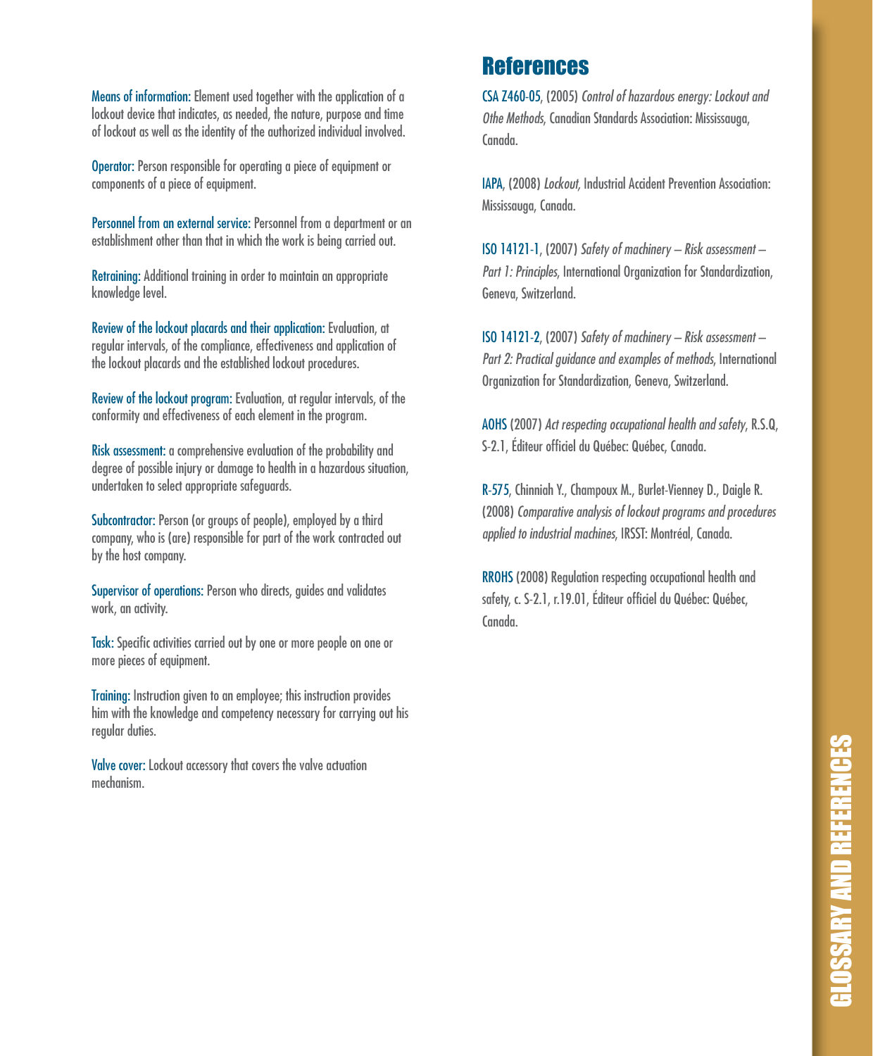**Means of information:** Element used together with the application of a lockout device that indicates, as needed, the nature, purpose and time of lockout as well as the identity of the authorized individual involved.

**Operator:** Person responsible for operating a piece of equipment or components of a piece of equipment.

**Personnel from an external service:** Personnel from a department or an establishment other than that in which the work is being carried out.

**Retraining:** Additional training in order to maintain an appropriate knowledge level.

**Review of the lockout placards and their application:** Evaluation, at regular intervals, of the compliance, effectiveness and application of the lockout placards and the established lockout procedures.

**Review of the lockout program:** Evaluation, at regular intervals, of the conformity and effectiveness of each element in the program.

**Risk assessment:** a comprehensive evaluation of the probability and degree of possible injury or damage to health in a hazardous situation, undertaken to select appropriate safeguards.

**Subcontractor:** Person (or groups of people), employed by a third company, who is (are) responsible for part of the work contracted out by the host company.

**Supervisor of operations:** Person who directs, guides and validates work, an activity.

**Task:** Specific activities carried out by one or more people on one or more pieces of equipment.

**Training:** Instruction given to an employee; this instruction provides him with the knowledge and competency necessary for carrying out his regular duties.

**Valve cover:** Lockout accessory that covers the valve actuation mechanism.

# References

CSA Z460-05, (2005) *Control of hazardous energy: Lockout and Othe Methods*, Canadian Standards Association: Mississauga, Canada.

IAPA, (2008) *Lockout,* Industrial Accident Prevention Association: Mississauga, Canada.

ISO 14121-1, (2007) *Safety of machinery – Risk assessment – Part 1: Principles*, International Organization for Standardization, Geneva, Switzerland.

ISO 14121-2, (2007) *Safety of machinery – Risk assessment – Part 2: Practical guidance and examples of methods*, International Organization for Standardization, Geneva, Switzerland.

AOHS (2007) *Act respecting occupational health and safety*, R.S.Q, S-2.1, Éditeur officiel du Québec: Québec, Canada.

R-575, Chinniah Y., Champoux M., Burlet-Vienney D., Daigle R. (2008) *Comparative analysis of lockout programs and procedures applied to industrial machines*, IRSST: Montréal, Canada.

RROHS (2008) Regulation respecting occupational health and safety, c. S-2.1, r.19.01, Éditeur officiel du Québec: Québec, Canada.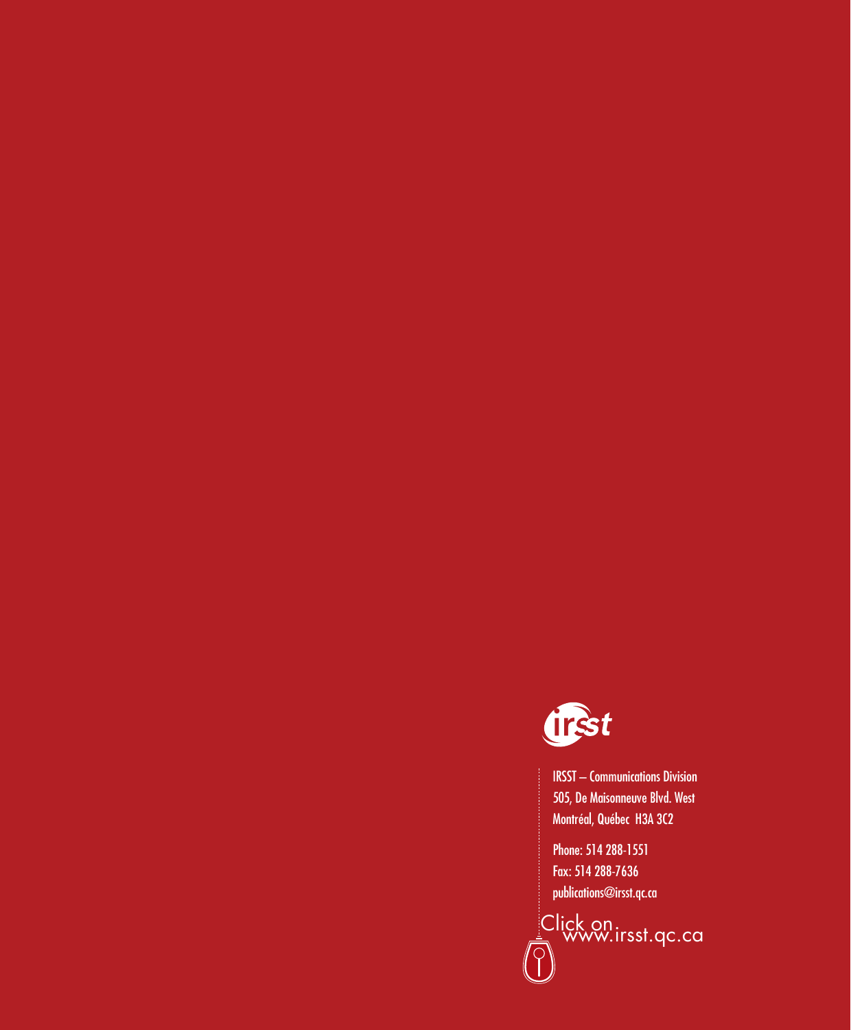irsst

IRSST – Communications Division
505, De Maisonneuve Blvd. West
Montréal, Québec H3A 3C2

Phone: 514 288-1551
Fax: 514 288-7636
publications@irsst.qc.ca

Click on www.irsst.qc.ca